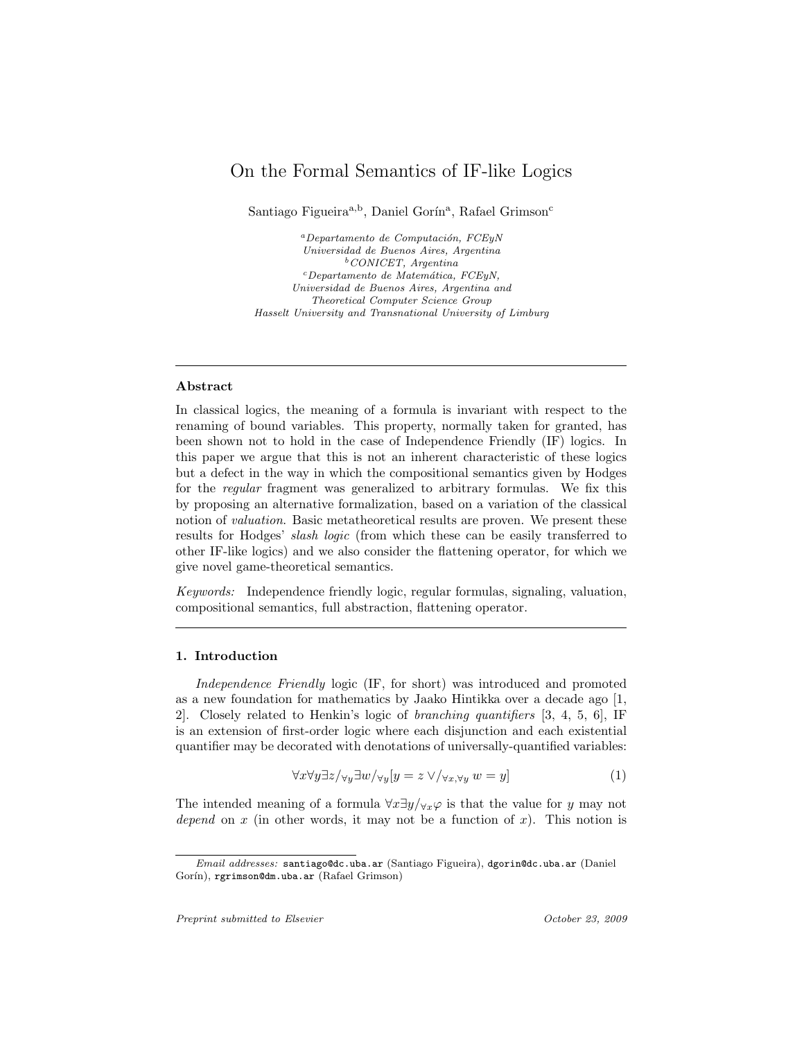# On the Formal Semantics of IF-like Logics

Santiago Figueira[a,b], Daniel Gorín[a], Rafael Grimson[c]

[a]*Departamento de Computación, FCEyN*
*Universidad de Buenos Aires, Argentina*
[b]*CONICET, Argentina*
[c]*Departamento de Matemática, FCEyN,*
*Universidad de Buenos Aires, Argentina and*
*Theoretical Computer Science Group*
*Hasselt University and Transnational University of Limburg*

---

### Abstract

In classical logics, the meaning of a formula is invariant with respect to the renaming of bound variables. This property, normally taken for granted, has been shown not to hold in the case of Independence Friendly (IF) logics. In this paper we argue that this is not an inherent characteristic of these logics but a defect in the way in which the compositional semantics given by Hodges for the *regular* fragment was generalized to arbitrary formulas. We fix this by proposing an alternative formalization, based on a variation of the classical notion of *valuation*. Basic metatheoretical results are proven. We present these results for Hodges' *slash logic* (from which these can be easily transferred to other IF-like logics) and we also consider the flattening operator, for which we give novel game-theoretical semantics.

*Keywords:* Independence friendly logic, regular formulas, signaling, valuation, compositional semantics, full abstraction, flattening operator.

---

## 1. Introduction

*Independence Friendly* logic (IF, for short) was introduced and promoted as a new foundation for mathematics by Jaako Hintikka over a decade ago [1, 2]. Closely related to Henkin's logic of *branching quantifiers* [3, 4, 5, 6], IF is an extension of first-order logic where each disjunction and each existential quantifier may be decorated with denotations of universally-quantified variables:

$$\forall x \forall y \exists z/_{\forall y} \exists w/_{\forall y}[y = z \vee/_{\forall x, \forall y}\, w = y] \tag{1}$$

The intended meaning of a formula $\forall x \exists y/_{\forall x}\varphi$ is that the value for $y$ may not *depend* on $x$ (in other words, it may not be a function of $x$). This notion is

*Email addresses:* santiago@dc.uba.ar (Santiago Figueira), dgorin@dc.uba.ar (Daniel Gorín), rgrimson@dm.uba.ar (Rafael Grimson)

*Preprint submitted to Elsevier* *October 23, 2009*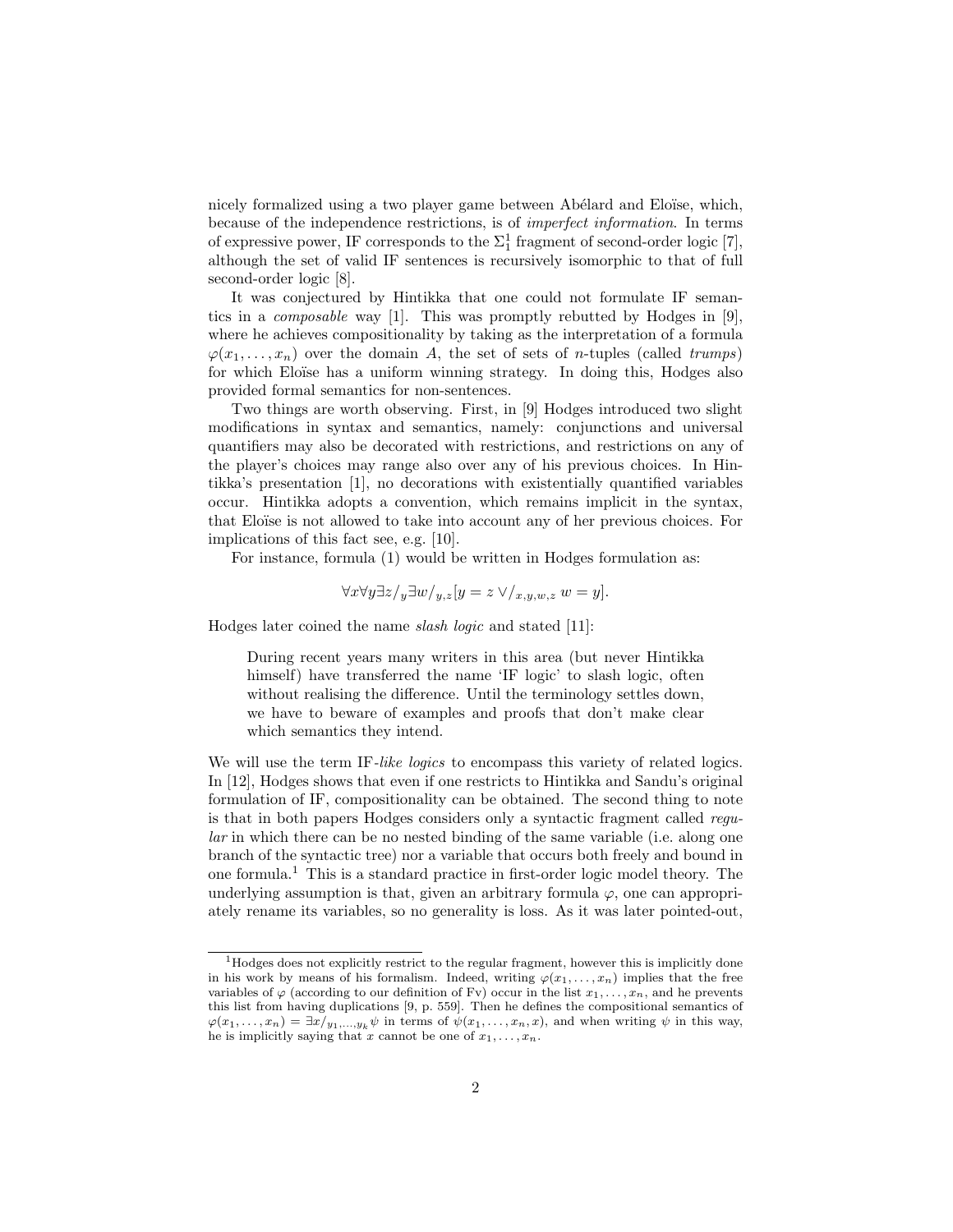nicely formalized using a two player game between Abélard and Eloïse, which, because of the independence restrictions, is of *imperfect information*. In terms of expressive power, IF corresponds to the $\Sigma^1_1$ fragment of second-order logic [7], although the set of valid IF sentences is recursively isomorphic to that of full second-order logic [8].

It was conjectured by Hintikka that one could not formulate IF semantics in a *composable* way [1]. This was promptly rebutted by Hodges in [9], where he achieves compositionality by taking as the interpretation of a formula $\varphi(x_1, \ldots, x_n)$ over the domain $A$, the set of sets of $n$-tuples (called *trumps*) for which Eloïse has a uniform winning strategy. In doing this, Hodges also provided formal semantics for non-sentences.

Two things are worth observing. First, in [9] Hodges introduced two slight modifications in syntax and semantics, namely: conjunctions and universal quantifiers may also be decorated with restrictions, and restrictions on any of the player's choices may range also over any of his previous choices. In Hintikka's presentation [1], no decorations with existentially quantified variables occur. Hintikka adopts a convention, which remains implicit in the syntax, that Eloïse is not allowed to take into account any of her previous choices. For implications of this fact see, e.g. [10].

For instance, formula (1) would be written in Hodges formulation as:

$$\forall x \forall y \exists z/_y \exists w/_{y,z}[y = z \vee/_{x,y,w,z}\, w = y].$$

Hodges later coined the name *slash logic* and stated [11]:

> During recent years many writers in this area (but never Hintikka himself) have transferred the name 'IF logic' to slash logic, often without realising the difference. Until the terminology settles down, we have to beware of examples and proofs that don't make clear which semantics they intend.

We will use the term IF-*like logics* to encompass this variety of related logics. In [12], Hodges shows that even if one restricts to Hintikka and Sandu's original formulation of IF, compositionality can be obtained. The second thing to note is that in both papers Hodges considers only a syntactic fragment called *regular* in which there can be no nested binding of the same variable (i.e. along one branch of the syntactic tree) nor a variable that occurs both freely and bound in one formula.[1] This is a standard practice in first-order logic model theory. The underlying assumption is that, given an arbitrary formula $\varphi$, one can appropriately rename its variables, so no generality is loss. As it was later pointed-out,

[1] Hodges does not explicitly restrict to the regular fragment, however this is implicitly done in his work by means of his formalism. Indeed, writing $\varphi(x_1, \ldots, x_n)$ implies that the free variables of $\varphi$ (according to our definition of Fv) occur in the list $x_1, \ldots, x_n$, and he prevents this list from having duplications [9, p. 559]. Then he defines the compositional semantics of $\varphi(x_1, \ldots, x_n) = \exists x/_{y_1,\ldots,y_k}\psi$ in terms of $\psi(x_1, \ldots, x_n, x)$, and when writing $\psi$ in this way, he is implicitly saying that $x$ cannot be one of $x_1, \ldots, x_n$.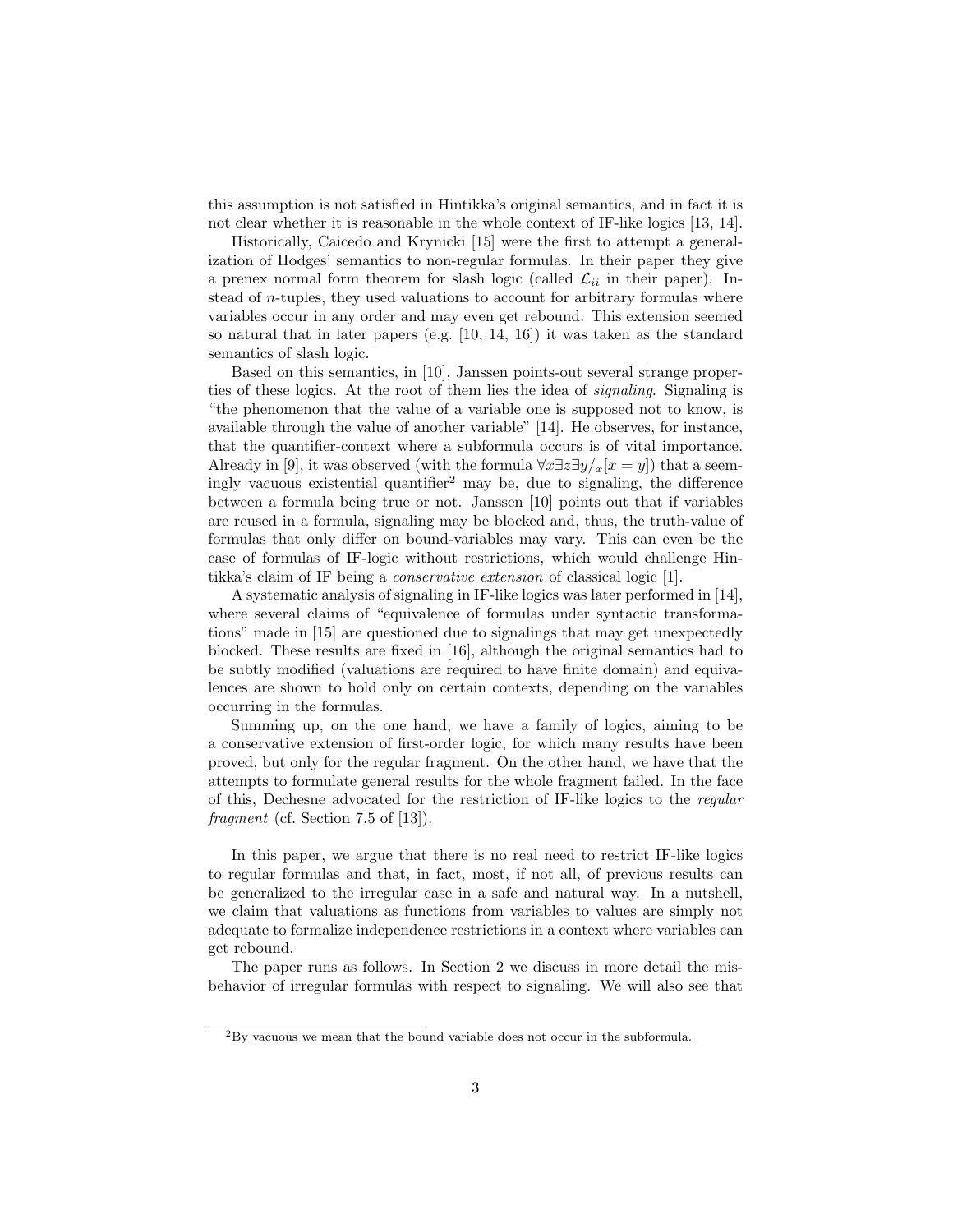this assumption is not satisfied in Hintikka's original semantics, and in fact it is not clear whether it is reasonable in the whole context of IF-like logics [13, 14].

Historically, Caicedo and Krynicki [15] were the first to attempt a generalization of Hodges' semantics to non-regular formulas. In their paper they give a prenex normal form theorem for slash logic (called $\mathcal{L}_{ii}$ in their paper). Instead of $n$-tuples, they used valuations to account for arbitrary formulas where variables occur in any order and may even get rebound. This extension seemed so natural that in later papers (e.g. [10, 14, 16]) it was taken as the standard semantics of slash logic.

Based on this semantics, in [10], Janssen points-out several strange properties of these logics. At the root of them lies the idea of *signaling*. Signaling is "the phenomenon that the value of a variable one is supposed not to know, is available through the value of another variable" [14]. He observes, for instance, that the quantifier-context where a subformula occurs is of vital importance. Already in [9], it was observed (with the formula $\forall x \exists z \exists y/_x[x = y]$) that a seemingly vacuous existential quantifier[2] may be, due to signaling, the difference between a formula being true or not. Janssen [10] points out that if variables are reused in a formula, signaling may be blocked and, thus, the truth-value of formulas that only differ on bound-variables may vary. This can even be the case of formulas of IF-logic without restrictions, which would challenge Hintikka's claim of IF being a *conservative extension* of classical logic [1].

A systematic analysis of signaling in IF-like logics was later performed in [14], where several claims of "equivalence of formulas under syntactic transformations" made in [15] are questioned due to signalings that may get unexpectedly blocked. These results are fixed in [16], although the original semantics had to be subtly modified (valuations are required to have finite domain) and equivalences are shown to hold only on certain contexts, depending on the variables occurring in the formulas.

Summing up, on the one hand, we have a family of logics, aiming to be a conservative extension of first-order logic, for which many results have been proved, but only for the regular fragment. On the other hand, we have that the attempts to formulate general results for the whole fragment failed. In the face of this, Dechesne advocated for the restriction of IF-like logics to the *regular fragment* (cf. Section 7.5 of [13]).

In this paper, we argue that there is no real need to restrict IF-like logics to regular formulas and that, in fact, most, if not all, of previous results can be generalized to the irregular case in a safe and natural way. In a nutshell, we claim that valuations as functions from variables to values are simply not adequate to formalize independence restrictions in a context where variables can get rebound.

The paper runs as follows. In Section 2 we discuss in more detail the misbehavior of irregular formulas with respect to signaling. We will also see that

[2] By vacuous we mean that the bound variable does not occur in the subformula.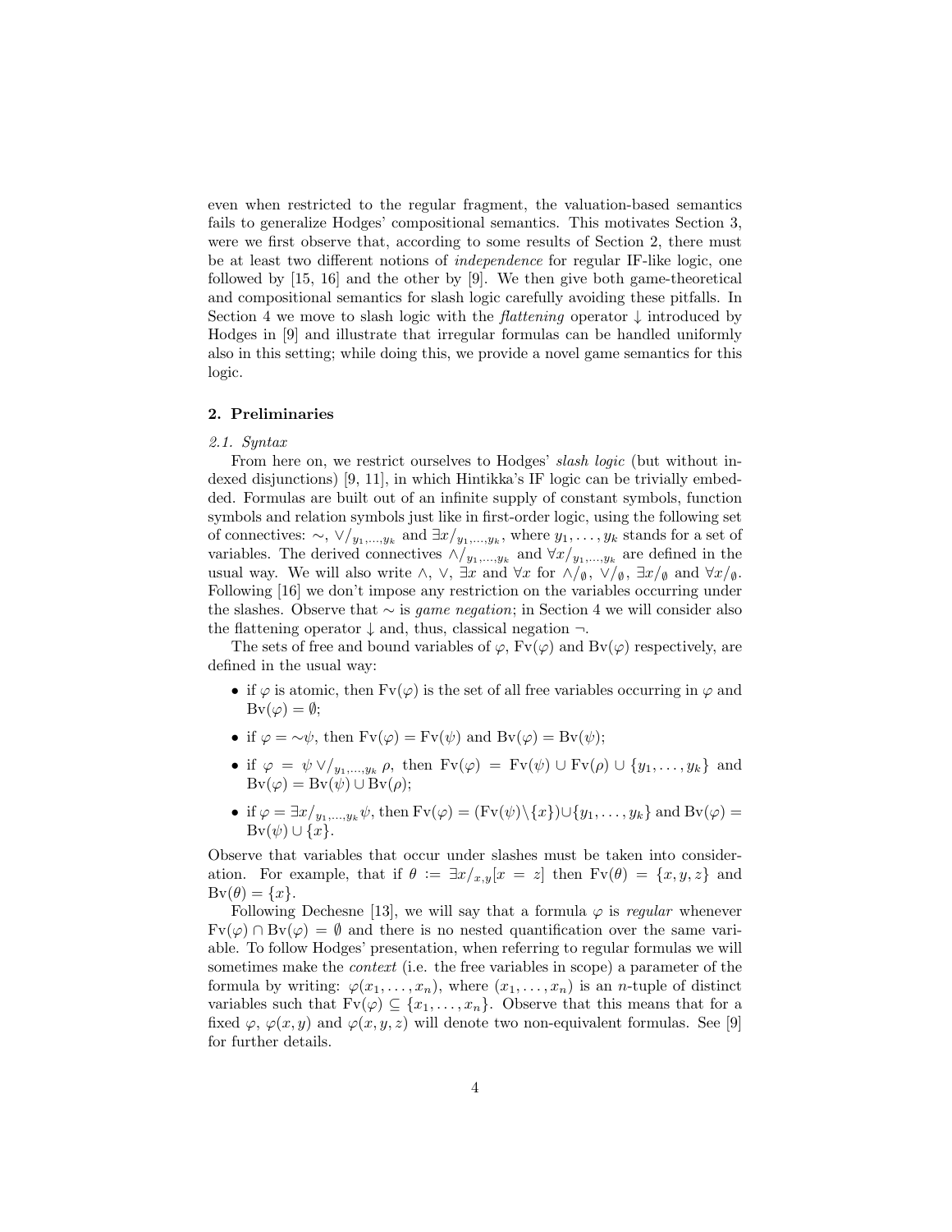even when restricted to the regular fragment, the valuation-based semantics fails to generalize Hodges' compositional semantics. This motivates Section 3, were we first observe that, according to some results of Section 2, there must be at least two different notions of *independence* for regular IF-like logic, one followed by [15, 16] and the other by [9]. We then give both game-theoretical and compositional semantics for slash logic carefully avoiding these pitfalls. In Section 4 we move to slash logic with the *flattening* operator $\downarrow$ introduced by Hodges in [9] and illustrate that irregular formulas can be handled uniformly also in this setting; while doing this, we provide a novel game semantics for this logic.

## 2. Preliminaries

### *2.1. Syntax*

From here on, we restrict ourselves to Hodges' *slash logic* (but without indexed disjunctions) [9, 11], in which Hintikka's IF logic can be trivially embedded. Formulas are built out of an infinite supply of constant symbols, function symbols and relation symbols just like in first-order logic, using the following set of connectives: $\sim$, $\vee/_{y_1,\ldots,y_k}$ and $\exists x/_{y_1,\ldots,y_k}$, where $y_1,\ldots,y_k$ stands for a set of variables. The derived connectives $\wedge/_{y_1,\ldots,y_k}$ and $\forall x/_{y_1,\ldots,y_k}$ are defined in the usual way. We will also write $\wedge$, $\vee$, $\exists x$ and $\forall x$ for $\wedge/_\emptyset$, $\vee/_\emptyset$, $\exists x/_\emptyset$ and $\forall x/_\emptyset$. Following [16] we don't impose any restriction on the variables occurring under the slashes. Observe that $\sim$ is *game negation*; in Section 4 we will consider also the flattening operator $\downarrow$ and, thus, classical negation $\neg$.

The sets of free and bound variables of $\varphi$, $\mathrm{Fv}(\varphi)$ and $\mathrm{Bv}(\varphi)$ respectively, are defined in the usual way:

- if $\varphi$ is atomic, then $\mathrm{Fv}(\varphi)$ is the set of all free variables occurring in $\varphi$ and $\mathrm{Bv}(\varphi) = \emptyset$;
- if $\varphi = \sim\psi$, then $\mathrm{Fv}(\varphi) = \mathrm{Fv}(\psi)$ and $\mathrm{Bv}(\varphi) = \mathrm{Bv}(\psi)$;
- if $\varphi = \psi \vee/_{y_1,\ldots,y_k} \rho$, then $\mathrm{Fv}(\varphi) = \mathrm{Fv}(\psi) \cup \mathrm{Fv}(\rho) \cup \{y_1,\ldots,y_k\}$ and $\mathrm{Bv}(\varphi) = \mathrm{Bv}(\psi) \cup \mathrm{Bv}(\rho)$;
- if $\varphi = \exists x/_{y_1,\ldots,y_k}\psi$, then $\mathrm{Fv}(\varphi) = (\mathrm{Fv}(\psi)\backslash\{x\}) \cup \{y_1,\ldots,y_k\}$ and $\mathrm{Bv}(\varphi) = \mathrm{Bv}(\psi) \cup \{x\}$.

Observe that variables that occur under slashes must be taken into consideration. For example, that if $\theta := \exists x/_{x,y}[x = z]$ then $\mathrm{Fv}(\theta) = \{x, y, z\}$ and $\mathrm{Bv}(\theta) = \{x\}$.

Following Dechesne [13], we will say that a formula $\varphi$ is *regular* whenever $\mathrm{Fv}(\varphi) \cap \mathrm{Bv}(\varphi) = \emptyset$ and there is no nested quantification over the same variable. To follow Hodges' presentation, when referring to regular formulas we will sometimes make the *context* (i.e. the free variables in scope) a parameter of the formula by writing: $\varphi(x_1,\ldots,x_n)$, where $(x_1,\ldots,x_n)$ is an $n$-tuple of distinct variables such that $\mathrm{Fv}(\varphi) \subseteq \{x_1,\ldots,x_n\}$. Observe that this means that for a fixed $\varphi$, $\varphi(x, y)$ and $\varphi(x, y, z)$ will denote two non-equivalent formulas. See [9] for further details.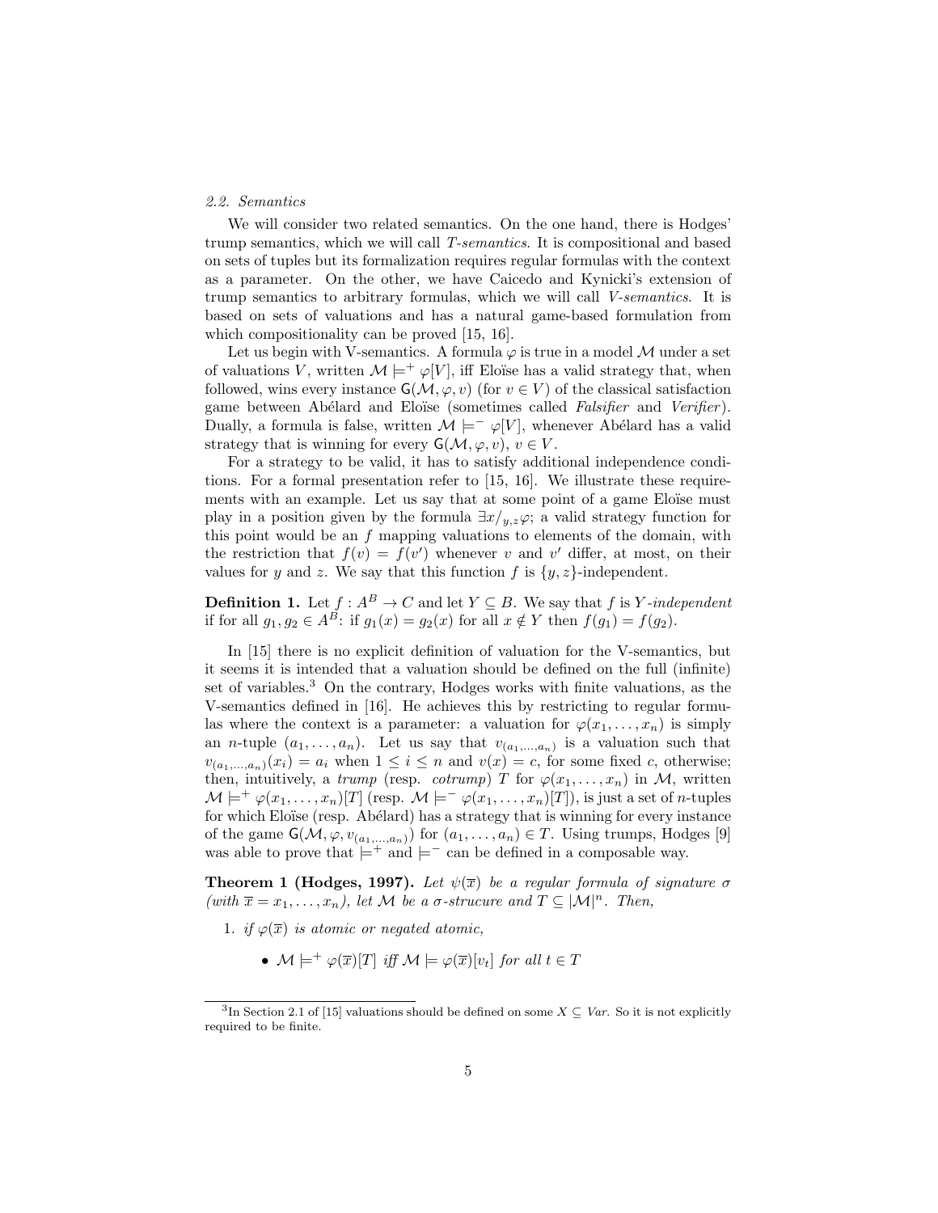*2.2. Semantics*

We will consider two related semantics. On the one hand, there is Hodges' trump semantics, which we will call *T-semantics*. It is compositional and based on sets of tuples but its formalization requires regular formulas with the context as a parameter. On the other, we have Caicedo and Kynicki's extension of trump semantics to arbitrary formulas, which we will call *V-semantics*. It is based on sets of valuations and has a natural game-based formulation from which compositionality can be proved [15, 16].

Let us begin with V-semantics. A formula $\varphi$ is true in a model $\mathcal{M}$ under a set of valuations $V$, written $\mathcal{M} \models^+ \varphi[V]$, iff Eloïse has a valid strategy that, when followed, wins every instance $\mathsf{G}(\mathcal{M}, \varphi, v)$ (for $v \in V$) of the classical satisfaction game between Abélard and Eloïse (sometimes called *Falsifier* and *Verifier*). Dually, a formula is false, written $\mathcal{M} \models^- \varphi[V]$, whenever Abélard has a valid strategy that is winning for every $\mathsf{G}(\mathcal{M}, \varphi, v)$, $v \in V$.

For a strategy to be valid, it has to satisfy additional independence conditions. For a formal presentation refer to [15, 16]. We illustrate these requirements with an example. Let us say that at some point of a game Eloïse must play in a position given by the formula $\exists x/_{y,z}\varphi$; a valid strategy function for this point would be an $f$ mapping valuations to elements of the domain, with the restriction that $f(v) = f(v')$ whenever $v$ and $v'$ differ, at most, on their values for $y$ and $z$. We say that this function $f$ is $\{y, z\}$-independent.

**Definition 1.** Let $f : A^B \to C$ and let $Y \subseteq B$. We say that $f$ is *$Y$-independent* if for all $g_1, g_2 \in A^B$: if $g_1(x) = g_2(x)$ for all $x \notin Y$ then $f(g_1) = f(g_2)$.

In [15] there is no explicit definition of valuation for the V-semantics, but it seems it is intended that a valuation should be defined on the full (infinite) set of variables.[3] On the contrary, Hodges works with finite valuations, as the V-semantics defined in [16]. He achieves this by restricting to regular formulas where the context is a parameter: a valuation for $\varphi(x_1, \ldots, x_n)$ is simply an $n$-tuple $(a_1, \ldots, a_n)$. Let us say that $v_{(a_1,\ldots,a_n)}$ is a valuation such that $v_{(a_1,\ldots,a_n)}(x_i) = a_i$ when $1 \leq i \leq n$ and $v(x) = c$, for some fixed $c$, otherwise; then, intuitively, a *trump* (resp. *cotrump*) $T$ for $\varphi(x_1, \ldots, x_n)$ in $\mathcal{M}$, written $\mathcal{M} \models^+ \varphi(x_1, \ldots, x_n)[T]$ (resp. $\mathcal{M} \models^- \varphi(x_1, \ldots, x_n)[T]$), is just a set of $n$-tuples for which Eloïse (resp. Abélard) has a strategy that is winning for every instance of the game $\mathsf{G}(\mathcal{M}, \varphi, v_{(a_1,\ldots,a_n)})$ for $(a_1, \ldots, a_n) \in T$. Using trumps, Hodges [9] was able to prove that $\models^+$ and $\models^-$ can be defined in a composable way.

**Theorem 1 (Hodges, 1997).** *Let $\psi(\overline{x})$ be a regular formula of signature $\sigma$ (with $\overline{x} = x_1, \ldots, x_n$), let $\mathcal{M}$ be a $\sigma$-strucure and $T \subseteq |\mathcal{M}|^n$. Then,*

1. *if $\varphi(\overline{x})$ is atomic or negated atomic,*
   - *$\mathcal{M} \models^+ \varphi(\overline{x})[T]$ iff $\mathcal{M} \models \varphi(\overline{x})[v_t]$ for all $t \in T$*

[3] In Section 2.1 of [15] valuations should be defined on some $X \subseteq \mathit{Var}$. So it is not explicitly required to be finite.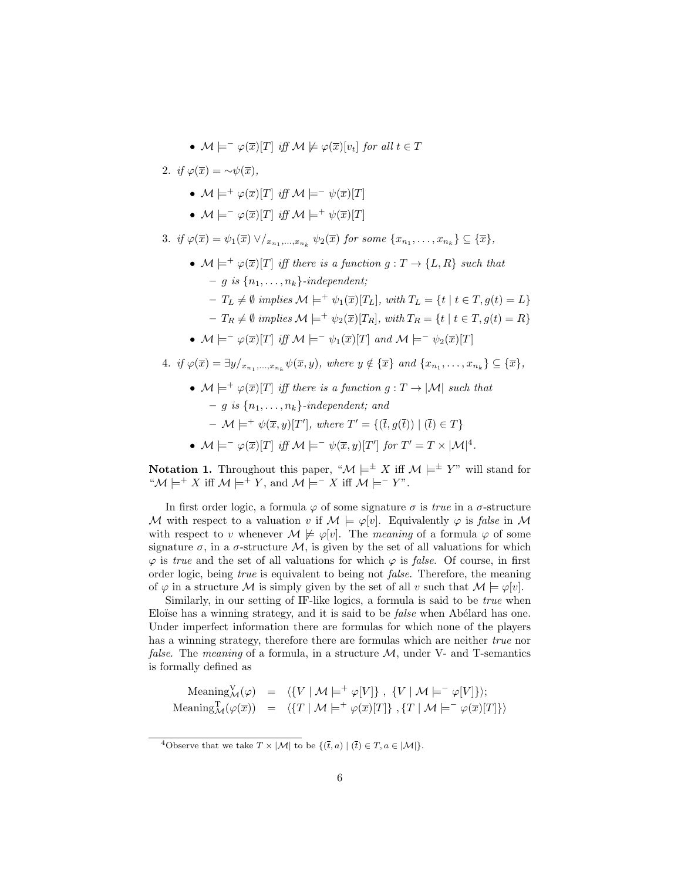- $\mathcal{M} \models^- \varphi(\overline{x})[T]$ *iff* $\mathcal{M} \not\models \varphi(\overline{x})[v_t]$ *for all* $t \in T$

2. *if* $\varphi(\overline{x}) = {\sim}\psi(\overline{x})$,
   - $\mathcal{M} \models^+ \varphi(\overline{x})[T]$ *iff* $\mathcal{M} \models^- \psi(\overline{x})[T]$
   - $\mathcal{M} \models^- \varphi(\overline{x})[T]$ *iff* $\mathcal{M} \models^+ \psi(\overline{x})[T]$

3. *if* $\varphi(\overline{x}) = \psi_1(\overline{x}) \vee/_{x_{n_1},\ldots,x_{n_k}} \psi_2(\overline{x})$ *for some* $\{x_{n_1}, \ldots, x_{n_k}\} \subseteq \{\overline{x}\}$,
   - $\mathcal{M} \models^+ \varphi(\overline{x})[T]$ *iff there is a function* $g : T \to \{L, R\}$ *such that*
     - $g$ *is* $\{n_1, \ldots, n_k\}$*-independent;*
     - $T_L \neq \emptyset$ *implies* $\mathcal{M} \models^+ \psi_1(\overline{x})[T_L]$*, with* $T_L = \{t \mid t \in T, g(t) = L\}$
     - $T_R \neq \emptyset$ *implies* $\mathcal{M} \models^+ \psi_2(\overline{x})[T_R]$*, with* $T_R = \{t \mid t \in T, g(t) = R\}$
   - $\mathcal{M} \models^- \varphi(\overline{x})[T]$ *iff* $\mathcal{M} \models^- \psi_1(\overline{x})[T]$ *and* $\mathcal{M} \models^- \psi_2(\overline{x})[T]$

4. *if* $\varphi(\overline{x}) = \exists y/_{x_{n_1},\ldots,x_{n_k}} \psi(\overline{x}, y)$*, where* $y \notin \{\overline{x}\}$ *and* $\{x_{n_1}, \ldots, x_{n_k}\} \subseteq \{\overline{x}\}$,
   - $\mathcal{M} \models^+ \varphi(\overline{x})[T]$ *iff there is a function* $g : T \to |\mathcal{M}|$ *such that*
     - $g$ *is* $\{n_1, \ldots, n_k\}$*-independent; and*
     - $\mathcal{M} \models^+ \psi(\overline{x}, y)[T']$*, where* $T' = \{(\overline{t}, g(\overline{t})) \mid (\overline{t}) \in T\}$
   - $\mathcal{M} \models^- \varphi(\overline{x})[T]$ *iff* $\mathcal{M} \models^- \psi(\overline{x}, y)[T']$ *for* $T' = T \times |\mathcal{M}|$[4].

**Notation 1.** Throughout this paper, "$\mathcal{M} \models^\pm X$ iff $\mathcal{M} \models^\pm Y$" will stand for "$\mathcal{M} \models^+ X$ iff $\mathcal{M} \models^+ Y$, and $\mathcal{M} \models^- X$ iff $\mathcal{M} \models^- Y$".

In first order logic, a formula $\varphi$ of some signature $\sigma$ is *true* in a $\sigma$-structure $\mathcal{M}$ with respect to a valuation $v$ if $\mathcal{M} \models \varphi[v]$. Equivalently $\varphi$ is *false* in $\mathcal{M}$ with respect to $v$ whenever $\mathcal{M} \not\models \varphi[v]$. The *meaning* of a formula $\varphi$ of some signature $\sigma$, in a $\sigma$-structure $\mathcal{M}$, is given by the set of all valuations for which $\varphi$ is *true* and the set of all valuations for which $\varphi$ is *false*. Of course, in first order logic, being *true* is equivalent to being not *false*. Therefore, the meaning of $\varphi$ in a structure $\mathcal{M}$ is simply given by the set of all $v$ such that $\mathcal{M} \models \varphi[v]$.

Similarly, in our setting of IF-like logics, a formula is said to be *true* when Eloïse has a winning strategy, and it is said to be *false* when Abélard has one. Under imperfect information there are formulas for which none of the players has a winning strategy, therefore there are formulas which are neither *true* nor *false*. The *meaning* of a formula, in a structure $\mathcal{M}$, under V- and T-semantics is formally defined as

$$\begin{aligned}
\text{Meaning}^{\text{V}}_{\mathcal{M}}(\varphi) &= \langle \{V \mid \mathcal{M} \models^+ \varphi[V]\}\ ,\ \{V \mid \mathcal{M} \models^- \varphi[V]\}\rangle; \\
\text{Meaning}^{\text{T}}_{\mathcal{M}}(\varphi(\overline{x})) &= \langle \{T \mid \mathcal{M} \models^+ \varphi(\overline{x})[T]\}\ , \{T \mid \mathcal{M} \models^- \varphi(\overline{x})[T]\}\rangle
\end{aligned}$$

[4] Observe that we take $T \times |\mathcal{M}|$ to be $\{(\overline{t}, a) \mid (\overline{t}) \in T, a \in |\mathcal{M}|\}$.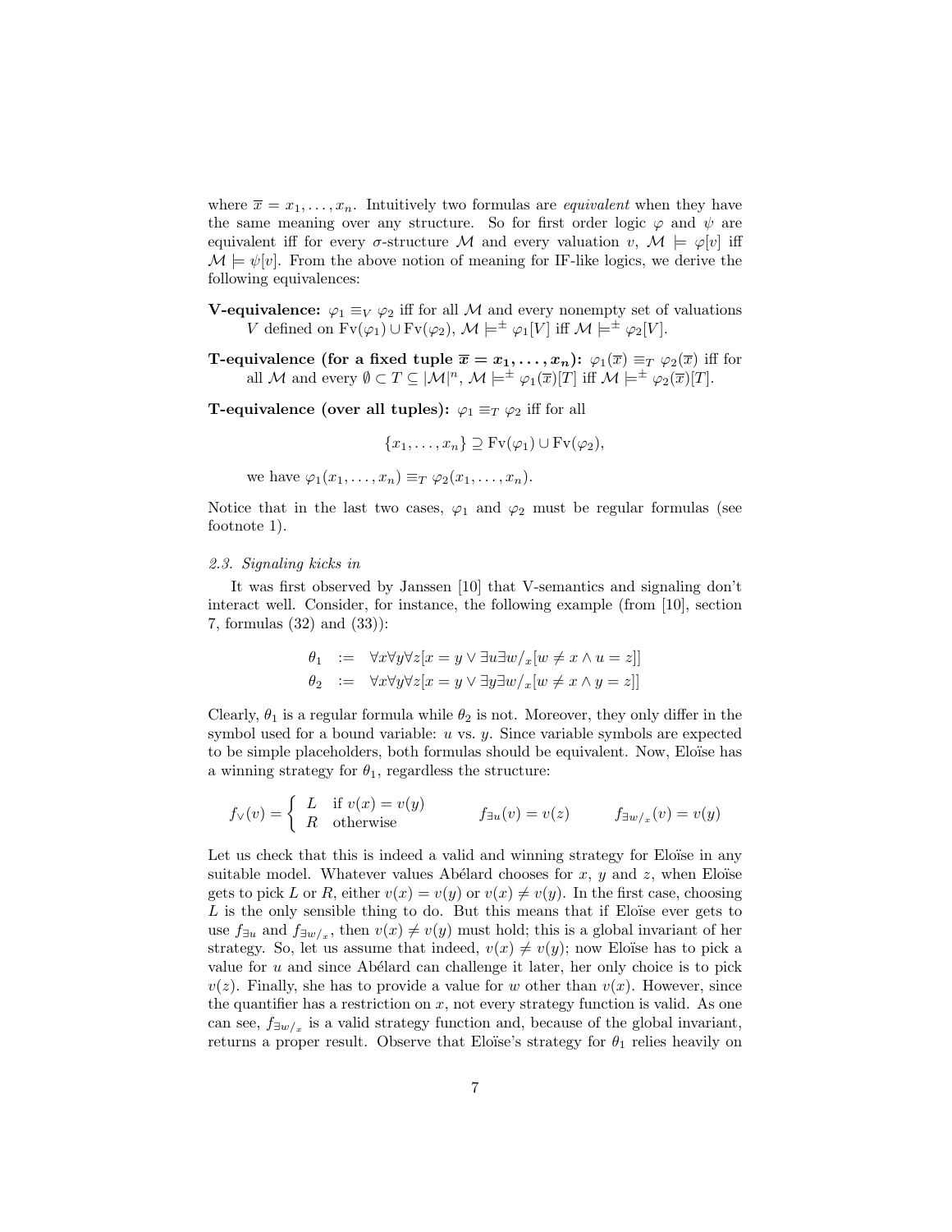where $\overline{x} = x_1, \ldots, x_n$. Intuitively two formulas are *equivalent* when they have the same meaning over any structure. So for first order logic $\varphi$ and $\psi$ are equivalent iff for every $\sigma$-structure $\mathcal{M}$ and every valuation $v$, $\mathcal{M} \models \varphi[v]$ iff $\mathcal{M} \models \psi[v]$. From the above notion of meaning for IF-like logics, we derive the following equivalences:

**V-equivalence:** $\varphi_1 \equiv_V \varphi_2$ iff for all $\mathcal{M}$ and every nonempty set of valuations $V$ defined on $\mathrm{Fv}(\varphi_1) \cup \mathrm{Fv}(\varphi_2)$, $\mathcal{M} \models^{\pm} \varphi_1[V]$ iff $\mathcal{M} \models^{\pm} \varphi_2[V]$.

**T-equivalence (for a fixed tuple $\overline{x} = x_1, \ldots, x_n$):** $\varphi_1(\overline{x}) \equiv_T \varphi_2(\overline{x})$ iff for all $\mathcal{M}$ and every $\emptyset \subset T \subseteq |\mathcal{M}|^n$, $\mathcal{M} \models^{\pm} \varphi_1(\overline{x})[T]$ iff $\mathcal{M} \models^{\pm} \varphi_2(\overline{x})[T]$.

**T-equivalence (over all tuples):** $\varphi_1 \equiv_T \varphi_2$ iff for all

$$\{x_1, \ldots, x_n\} \supseteq \mathrm{Fv}(\varphi_1) \cup \mathrm{Fv}(\varphi_2),$$

we have $\varphi_1(x_1, \ldots, x_n) \equiv_T \varphi_2(x_1, \ldots, x_n)$.

Notice that in the last two cases, $\varphi_1$ and $\varphi_2$ must be regular formulas (see footnote 1).

### 2.3. Signaling kicks in

It was first observed by Janssen [10] that V-semantics and signaling don't interact well. Consider, for instance, the following example (from [10], section 7, formulas (32) and (33)):

$$\begin{aligned}
\theta_1 &:= \forall x \forall y \forall z [x = y \vee \exists u \exists w/_x [w \neq x \wedge u = z]] \\
\theta_2 &:= \forall x \forall y \forall z [x = y \vee \exists y \exists w/_x [w \neq x \wedge y = z]]
\end{aligned}$$

Clearly, $\theta_1$ is a regular formula while $\theta_2$ is not. Moreover, they only differ in the symbol used for a bound variable: $u$ vs. $y$. Since variable symbols are expected to be simple placeholders, both formulas should be equivalent. Now, Eloïse has a winning strategy for $\theta_1$, regardless the structure:

$$f_\vee(v) = \begin{cases} L & \text{if } v(x) = v(y) \\ R & \text{otherwise} \end{cases} \qquad f_{\exists u}(v) = v(z) \qquad f_{\exists w/_x}(v) = v(y)$$

Let us check that this is indeed a valid and winning strategy for Eloïse in any suitable model. Whatever values Abélard chooses for $x$, $y$ and $z$, when Eloïse gets to pick $L$ or $R$, either $v(x) = v(y)$ or $v(x) \neq v(y)$. In the first case, choosing $L$ is the only sensible thing to do. But this means that if Eloïse ever gets to use $f_{\exists u}$ and $f_{\exists w/_x}$, then $v(x) \neq v(y)$ must hold; this is a global invariant of her strategy. So, let us assume that indeed, $v(x) \neq v(y)$; now Eloïse has to pick a value for $u$ and since Abélard can challenge it later, her only choice is to pick $v(z)$. Finally, she has to provide a value for $w$ other than $v(x)$. However, since the quantifier has a restriction on $x$, not every strategy function is valid. As one can see, $f_{\exists w/_x}$ is a valid strategy function and, because of the global invariant, returns a proper result. Observe that Eloïse's strategy for $\theta_1$ relies heavily on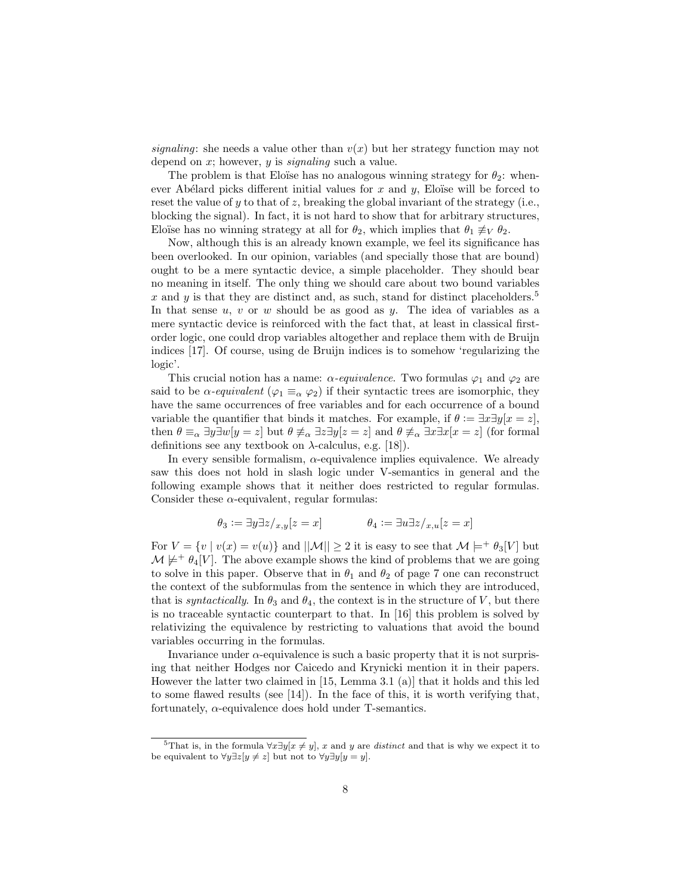*signaling*: she needs a value other than $v(x)$ but her strategy function may not depend on $x$; however, $y$ is *signaling* such a value.

The problem is that Eloïse has no analogous winning strategy for $\theta_2$: whenever Abélard picks different initial values for $x$ and $y$, Eloïse will be forced to reset the value of $y$ to that of $z$, breaking the global invariant of the strategy (i.e., blocking the signal). In fact, it is not hard to show that for arbitrary structures, Eloïse has no winning strategy at all for $\theta_2$, which implies that $\theta_1 \not\equiv_V \theta_2$.

Now, although this is an already known example, we feel its significance has been overlooked. In our opinion, variables (and specially those that are bound) ought to be a mere syntactic device, a simple placeholder. They should bear no meaning in itself. The only thing we should care about two bound variables $x$ and $y$ is that they are distinct and, as such, stand for distinct placeholders.[5] In that sense $u$, $v$ or $w$ should be as good as $y$. The idea of variables as a mere syntactic device is reinforced with the fact that, at least in classical first-order logic, one could drop variables altogether and replace them with de Bruijn indices [17]. Of course, using de Bruijn indices is to somehow 'regularizing the logic'.

This crucial notion has a name: *α-equivalence*. Two formulas $\varphi_1$ and $\varphi_2$ are said to be *α-equivalent* ($\varphi_1 \equiv_\alpha \varphi_2$) if their syntactic trees are isomorphic, they have the same occurrences of free variables and for each occurrence of a bound variable the quantifier that binds it matches. For example, if $\theta := \exists x \exists y[x = z]$, then $\theta \equiv_\alpha \exists y \exists w[y = z]$ but $\theta \not\equiv_\alpha \exists z \exists y[z = z]$ and $\theta \not\equiv_\alpha \exists x \exists x[x = z]$ (for formal definitions see any textbook on λ-calculus, e.g. [18]).

In every sensible formalism, α-equivalence implies equivalence. We already saw this does not hold in slash logic under V-semantics in general and the following example shows that it neither does restricted to regular formulas. Consider these α-equivalent, regular formulas:

$$\theta_3 := \exists y \exists z/_{x,y}[z = x] \qquad\qquad \theta_4 := \exists u \exists z/_{x,u}[z = x]$$

For $V = \{v \mid v(x) = v(u)\}$ and $||\mathcal{M}|| \geq 2$ it is easy to see that $\mathcal{M} \models^+ \theta_3[V]$ but $\mathcal{M} \not\models^+ \theta_4[V]$. The above example shows the kind of problems that we are going to solve in this paper. Observe that in $\theta_1$ and $\theta_2$ of page 7 one can reconstruct the context of the subformulas from the sentence in which they are introduced, that is *syntactically*. In $\theta_3$ and $\theta_4$, the context is in the structure of $V$, but there is no traceable syntactic counterpart to that. In [16] this problem is solved by relativizing the equivalence by restricting to valuations that avoid the bound variables occurring in the formulas.

Invariance under α-equivalence is such a basic property that it is not surprising that neither Hodges nor Caicedo and Krynicki mention it in their papers. However the latter two claimed in [15, Lemma 3.1 (a)] that it holds and this led to some flawed results (see [14]). In the face of this, it is worth verifying that, fortunately, α-equivalence does hold under T-semantics.

---

[5] That is, in the formula $\forall x \exists y[x \neq y]$, $x$ and $y$ are *distinct* and that is why we expect it to be equivalent to $\forall y \exists z[y \neq z]$ but not to $\forall y \exists y[y = y]$.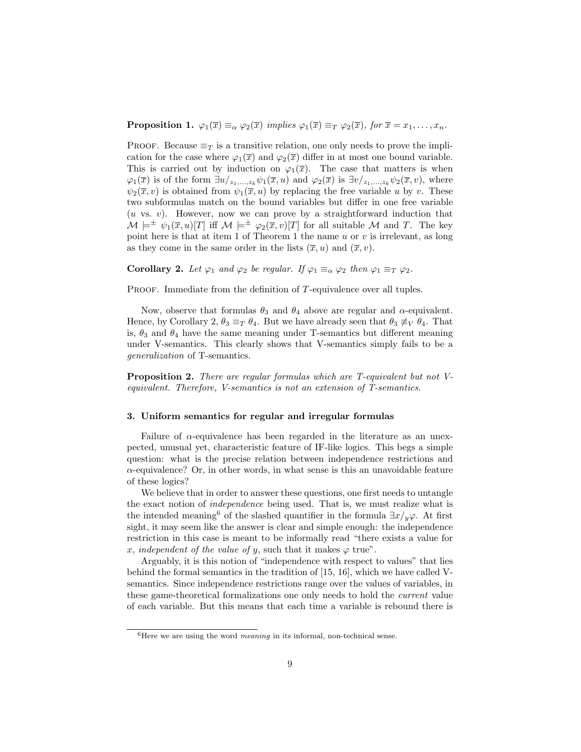**Proposition 1.** *$\varphi_1(\overline{x}) \equiv_\alpha \varphi_2(\overline{x})$ implies $\varphi_1(\overline{x}) \equiv_T \varphi_2(\overline{x})$, for $\overline{x} = x_1, \ldots, x_n$.*

Proof. Because $\equiv_T$ is a transitive relation, one only needs to prove the implication for the case where $\varphi_1(\overline{x})$ and $\varphi_2(\overline{x})$ differ in at most one bound variable. This is carried out by induction on $\varphi_1(\overline{x})$. The case that matters is when $\varphi_1(\overline{x})$ is of the form $\exists u/_{z_1,\ldots,z_k} \psi_1(\overline{x}, u)$ and $\varphi_2(\overline{x})$ is $\exists v/_{z_1,\ldots,z_k} \psi_2(\overline{x}, v)$, where $\psi_2(\overline{x}, v)$ is obtained from $\psi_1(\overline{x}, u)$ by replacing the free variable $u$ by $v$. These two subformulas match on the bound variables but differ in one free variable ($u$ vs. $v$). However, now we can prove by a straightforward induction that $\mathcal{M} \models^{\pm} \psi_1(\overline{x}, u)[T]$ iff $\mathcal{M} \models^{\pm} \varphi_2(\overline{x}, v)[T]$ for all suitable $\mathcal{M}$ and $T$. The key point here is that at item 1 of Theorem 1 the name $u$ or $v$ is irrelevant, as long as they come in the same order in the lists $(\overline{x}, u)$ and $(\overline{x}, v)$.

**Corollary 2.** *Let $\varphi_1$ and $\varphi_2$ be regular. If $\varphi_1 \equiv_\alpha \varphi_2$ then $\varphi_1 \equiv_T \varphi_2$.*

Proof. Immediate from the definition of $T$-equivalence over all tuples.

Now, observe that formulas $\theta_3$ and $\theta_4$ above are regular and $\alpha$-equivalent. Hence, by Corollary 2, $\theta_3 \equiv_T \theta_4$. But we have already seen that $\theta_3 \not\equiv_V \theta_4$. That is, $\theta_3$ and $\theta_4$ have the same meaning under T-semantics but different meaning under V-semantics. This clearly shows that V-semantics simply fails to be a *generalization* of T-semantics.

**Proposition 2.** *There are regular formulas which are T-equivalent but not V-equivalent. Therefore, V-semantics is not an extension of T-semantics.*

### 3. Uniform semantics for regular and irregular formulas

Failure of $\alpha$-equivalence has been regarded in the literature as an unexpected, unusual yet, characteristic feature of IF-like logics. This begs a simple question: what is the precise relation between independence restrictions and $\alpha$-equivalence? Or, in other words, in what sense is this an unavoidable feature of these logics?

We believe that in order to answer these questions, one first needs to untangle the exact notion of *independence* being used. That is, we must realize what is the intended meaning[6] of the slashed quantifier in the formula $\exists x/_y\varphi$. At first sight, it may seem like the answer is clear and simple enough: the independence restriction in this case is meant to be informally read "there exists a value for $x$, *independent of the value of* $y$, such that it makes $\varphi$ true".

Arguably, it is this notion of "independence with respect to values" that lies behind the formal semantics in the tradition of [15, 16], which we have called V-semantics. Since independence restrictions range over the values of variables, in these game-theoretical formalizations one only needs to hold the *current* value of each variable. But this means that each time a variable is rebound there is

[6] Here we are using the word *meaning* in its informal, non-technical sense.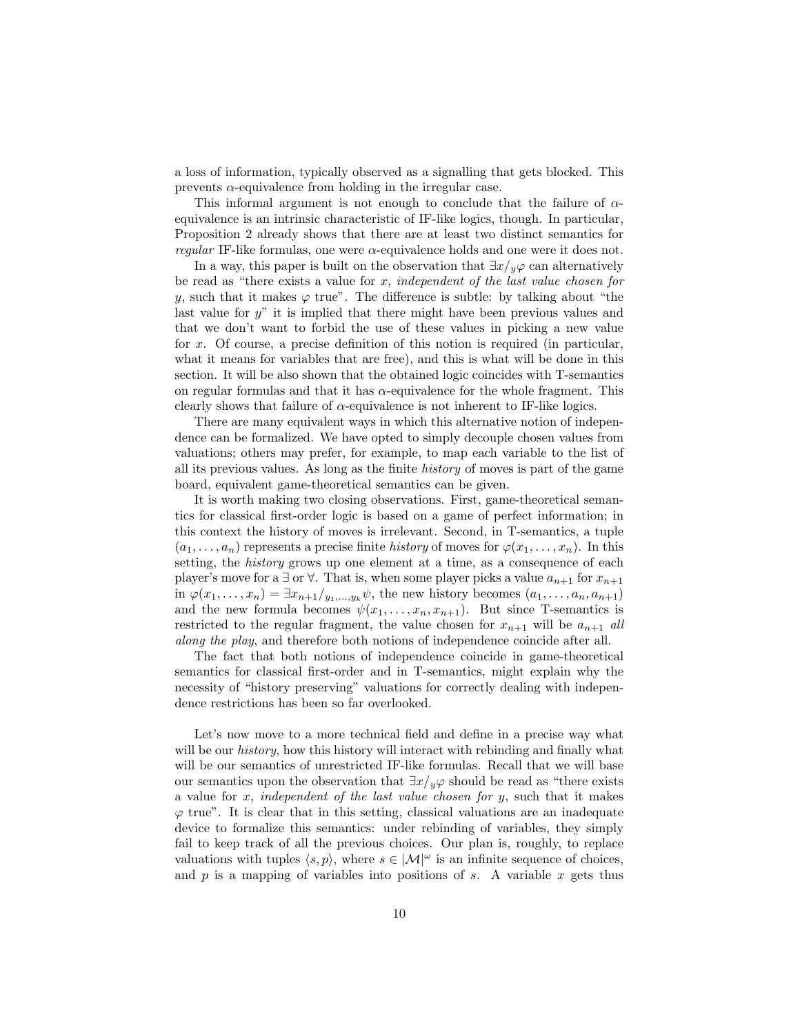a loss of information, typically observed as a signalling that gets blocked. This prevents $\alpha$-equivalence from holding in the irregular case.

This informal argument is not enough to conclude that the failure of $\alpha$-equivalence is an intrinsic characteristic of IF-like logics, though. In particular, Proposition 2 already shows that there are at least two distinct semantics for *regular* IF-like formulas, one were $\alpha$-equivalence holds and one were it does not.

In a way, this paper is built on the observation that $\exists x/_y\varphi$ can alternatively be read as "there exists a value for $x$, *independent of the last value chosen for* $y$, such that it makes $\varphi$ true". The difference is subtle: by talking about "the last value for $y$" it is implied that there might have been previous values and that we don't want to forbid the use of these values in picking a new value for $x$. Of course, a precise definition of this notion is required (in particular, what it means for variables that are free), and this is what will be done in this section. It will be also shown that the obtained logic coincides with T-semantics on regular formulas and that it has $\alpha$-equivalence for the whole fragment. This clearly shows that failure of $\alpha$-equivalence is not inherent to IF-like logics.

There are many equivalent ways in which this alternative notion of independence can be formalized. We have opted to simply decouple chosen values from valuations; others may prefer, for example, to map each variable to the list of all its previous values. As long as the finite *history* of moves is part of the game board, equivalent game-theoretical semantics can be given.

It is worth making two closing observations. First, game-theoretical semantics for classical first-order logic is based on a game of perfect information; in this context the history of moves is irrelevant. Second, in T-semantics, a tuple $(a_1,\ldots,a_n)$ represents a precise finite *history* of moves for $\varphi(x_1,\ldots,x_n)$. In this setting, the *history* grows up one element at a time, as a consequence of each player's move for a $\exists$ or $\forall$. That is, when some player picks a value $a_{n+1}$ for $x_{n+1}$ in $\varphi(x_1,\ldots,x_n) = \exists x_{n+1}/_{y_1,\ldots,y_k}\psi$, the new history becomes $(a_1,\ldots,a_n,a_{n+1})$ and the new formula becomes $\psi(x_1,\ldots,x_n,x_{n+1})$. But since T-semantics is restricted to the regular fragment, the value chosen for $x_{n+1}$ will be $a_{n+1}$ *all along the play*, and therefore both notions of independence coincide after all.

The fact that both notions of independence coincide in game-theoretical semantics for classical first-order and in T-semantics, might explain why the necessity of "history preserving" valuations for correctly dealing with independence restrictions has been so far overlooked.

Let's now move to a more technical field and define in a precise way what will be our *history*, how this history will interact with rebinding and finally what will be our semantics of unrestricted IF-like formulas. Recall that we will base our semantics upon the observation that $\exists x/_y\varphi$ should be read as "there exists a value for $x$, *independent of the last value chosen for* $y$, such that it makes $\varphi$ true". It is clear that in this setting, classical valuations are an inadequate device to formalize this semantics: under rebinding of variables, they simply fail to keep track of all the previous choices. Our plan is, roughly, to replace valuations with tuples $\langle s,p\rangle$, where $s \in |\mathcal{M}|^\omega$ is an infinite sequence of choices, and $p$ is a mapping of variables into positions of $s$. A variable $x$ gets thus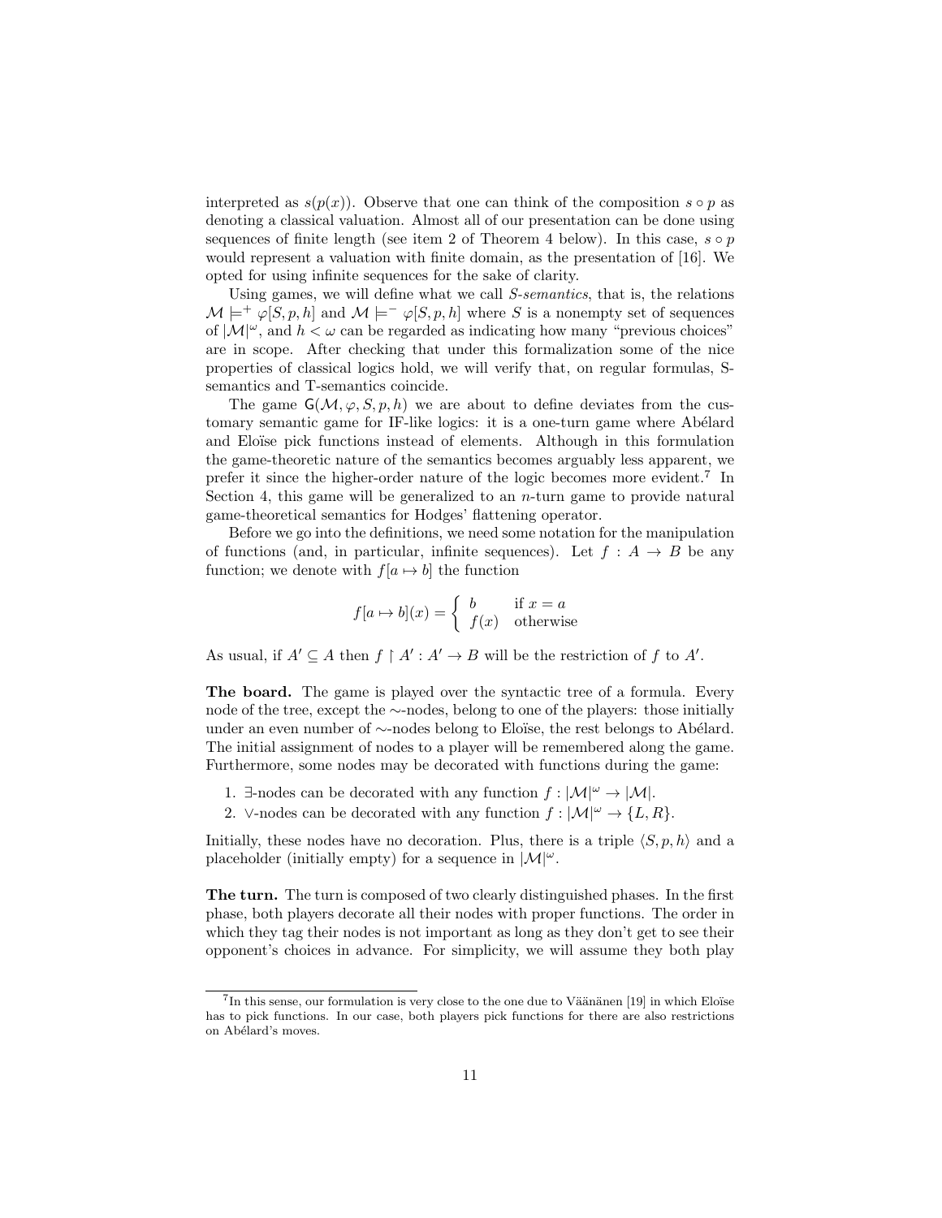interpreted as $s(p(x))$. Observe that one can think of the composition $s \circ p$ as denoting a classical valuation. Almost all of our presentation can be done using sequences of finite length (see item 2 of Theorem 4 below). In this case, $s \circ p$ would represent a valuation with finite domain, as the presentation of [16]. We opted for using infinite sequences for the sake of clarity.

Using games, we will define what we call *S-semantics*, that is, the relations $\mathcal{M} \models^{+} \varphi[S, p, h]$ and $\mathcal{M} \models^{-} \varphi[S, p, h]$ where $S$ is a nonempty set of sequences of $|\mathcal{M}|^{\omega}$, and $h < \omega$ can be regarded as indicating how many "previous choices" are in scope. After checking that under this formalization some of the nice properties of classical logics hold, we will verify that, on regular formulas, S-semantics and T-semantics coincide.

The game $\mathsf{G}(\mathcal{M}, \varphi, S, p, h)$ we are about to define deviates from the customary semantic game for IF-like logics: it is a one-turn game where Abélard and Eloïse pick functions instead of elements. Although in this formulation the game-theoretic nature of the semantics becomes arguably less apparent, we prefer it since the higher-order nature of the logic becomes more evident.[7] In Section 4, this game will be generalized to an $n$-turn game to provide natural game-theoretical semantics for Hodges' flattening operator.

Before we go into the definitions, we need some notation for the manipulation of functions (and, in particular, infinite sequences). Let $f : A \to B$ be any function; we denote with $f[a \mapsto b]$ the function

$$f[a \mapsto b](x) = \begin{cases} b & \text{if } x = a \\ f(x) & \text{otherwise} \end{cases}$$

As usual, if $A' \subseteq A$ then $f \restriction A' : A' \to B$ will be the restriction of $f$ to $A'$.

**The board.** The game is played over the syntactic tree of a formula. Every node of the tree, except the $\sim$-nodes, belong to one of the players: those initially under an even number of $\sim$-nodes belong to Eloïse, the rest belongs to Abélard. The initial assignment of nodes to a player will be remembered along the game. Furthermore, some nodes may be decorated with functions during the game:

1. $\exists$-nodes can be decorated with any function $f : |\mathcal{M}|^{\omega} \to |\mathcal{M}|$.
2. $\vee$-nodes can be decorated with any function $f : |\mathcal{M}|^{\omega} \to \{L, R\}$.

Initially, these nodes have no decoration. Plus, there is a triple $\langle S, p, h \rangle$ and a placeholder (initially empty) for a sequence in $|\mathcal{M}|^{\omega}$.

**The turn.** The turn is composed of two clearly distinguished phases. In the first phase, both players decorate all their nodes with proper functions. The order in which they tag their nodes is not important as long as they don't get to see their opponent's choices in advance. For simplicity, we will assume they both play

[7] In this sense, our formulation is very close to the one due to Väänänen [19] in which Eloïse has to pick functions. In our case, both players pick functions for there are also restrictions on Abélard's moves.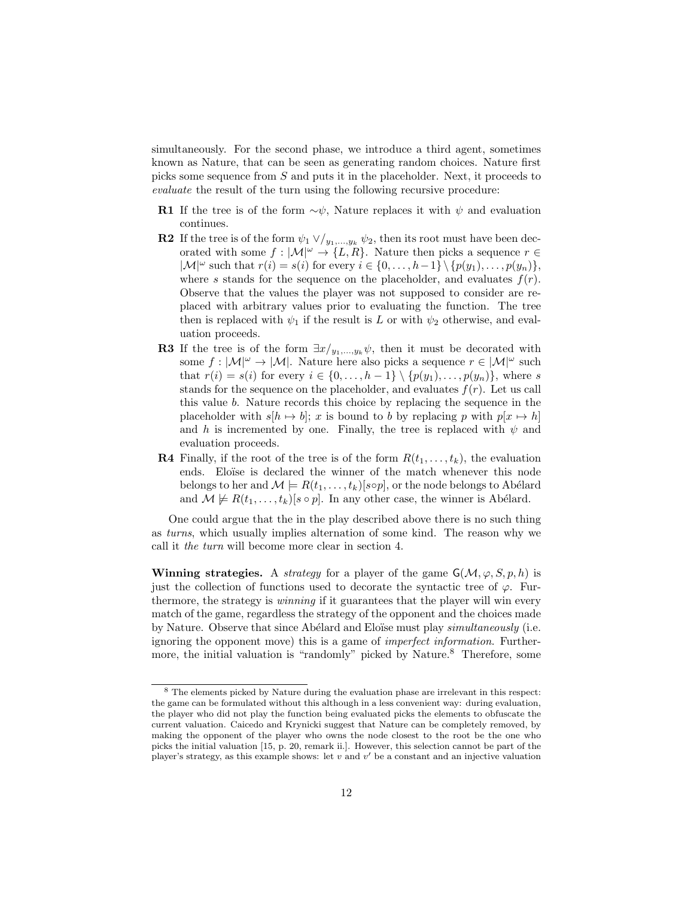simultaneously. For the second phase, we introduce a third agent, sometimes known as Nature, that can be seen as generating random choices. Nature first picks some sequence from $S$ and puts it in the placeholder. Next, it proceeds to *evaluate* the result of the turn using the following recursive procedure:

- **R1** If the tree is of the form $\sim\psi$, Nature replaces it with $\psi$ and evaluation continues.
- **R2** If the tree is of the form $\psi_1 \vee/_{y_1,\ldots,y_k}\, \psi_2$, then its root must have been decorated with some $f : |\mathcal{M}|^\omega \to \{L, R\}$. Nature then picks a sequence $r \in |\mathcal{M}|^\omega$ such that $r(i) = s(i)$ for every $i \in \{0, \ldots, h-1\} \setminus \{p(y_1), \ldots, p(y_n)\}$, where $s$ stands for the sequence on the placeholder, and evaluates $f(r)$. Observe that the values the player was not supposed to consider are replaced with arbitrary values prior to evaluating the function. The tree then is replaced with $\psi_1$ if the result is $L$ or with $\psi_2$ otherwise, and evaluation proceeds.
- **R3** If the tree is of the form $\exists x/_{y_1,\ldots,y_k} \psi$, then it must be decorated with some $f : |\mathcal{M}|^\omega \to |\mathcal{M}|$. Nature here also picks a sequence $r \in |\mathcal{M}|^\omega$ such that $r(i) = s(i)$ for every $i \in \{0, \ldots, h-1\} \setminus \{p(y_1), \ldots, p(y_n)\}$, where $s$ stands for the sequence on the placeholder, and evaluates $f(r)$. Let us call this value $b$. Nature records this choice by replacing the sequence in the placeholder with $s[h \mapsto b]$; $x$ is bound to $b$ by replacing $p$ with $p[x \mapsto h]$ and $h$ is incremented by one. Finally, the tree is replaced with $\psi$ and evaluation proceeds.
- **R4** Finally, if the root of the tree is of the form $R(t_1, \ldots, t_k)$, the evaluation ends. Eloïse is declared the winner of the match whenever this node belongs to her and $\mathcal{M} \models R(t_1, \ldots, t_k)[s \circ p]$, or the node belongs to Abélard and $\mathcal{M} \not\models R(t_1, \ldots, t_k)[s \circ p]$. In any other case, the winner is Abélard.

One could argue that the in the play described above there is no such thing as *turns*, which usually implies alternation of some kind. The reason why we call it *the turn* will become more clear in section 4.

**Winning strategies.** A *strategy* for a player of the game $\mathsf{G}(\mathcal{M}, \varphi, S, p, h)$ is just the collection of functions used to decorate the syntactic tree of $\varphi$. Furthermore, the strategy is *winning* if it guarantees that the player will win every match of the game, regardless the strategy of the opponent and the choices made by Nature. Observe that since Abélard and Eloïse must play *simultaneously* (i.e. ignoring the opponent move) this is a game of *imperfect information*. Furthermore, the initial valuation is "randomly" picked by Nature.[8] Therefore, some

[8] The elements picked by Nature during the evaluation phase are irrelevant in this respect: the game can be formulated without this although in a less convenient way: during evaluation, the player who did not play the function being evaluated picks the elements to obfuscate the current valuation. Caicedo and Krynicki suggest that Nature can be completely removed, by making the opponent of the player who owns the node closest to the root be the one who picks the initial valuation [15, p. 20, remark ii.]. However, this selection cannot be part of the player's strategy, as this example shows: let $v$ and $v'$ be a constant and an injective valuation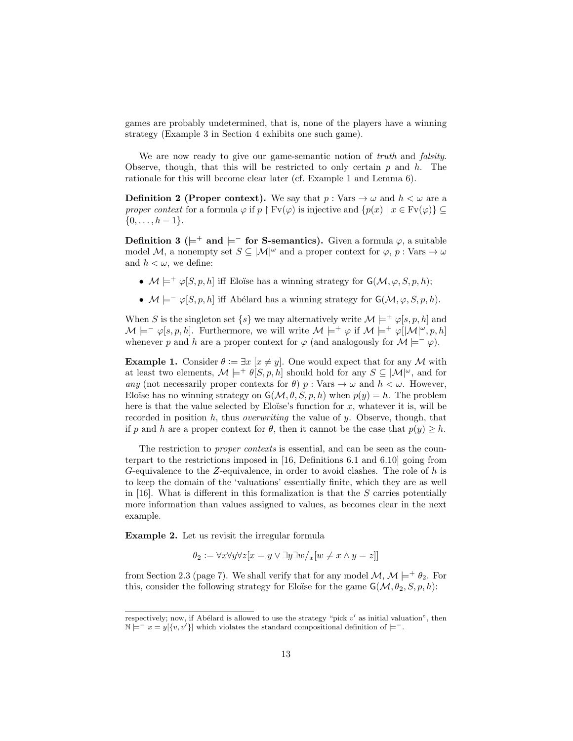games are probably undetermined, that is, none of the players have a winning strategy (Example 3 in Section 4 exhibits one such game).

We are now ready to give our game-semantic notion of *truth* and *falsity*. Observe, though, that this will be restricted to only certain $p$ and $h$. The rationale for this will become clear later (cf. Example 1 and Lemma 6).

**Definition 2 (Proper context).** We say that $p : \mathrm{Vars} \to \omega$ and $h < \omega$ are a *proper context* for a formula $\varphi$ if $p \restriction \mathrm{Fv}(\varphi)$ is injective and $\{p(x) \mid x \in \mathrm{Fv}(\varphi)\} \subseteq \{0, \ldots, h-1\}$.

**Definition 3 ($\models^+$ and $\models^-$ for S-semantics).** Given a formula $\varphi$, a suitable model $\mathcal{M}$, a nonempty set $S \subseteq |\mathcal{M}|^\omega$ and a proper context for $\varphi$, $p : \mathrm{Vars} \to \omega$ and $h < \omega$, we define:

- $\mathcal{M} \models^+ \varphi[S, p, h]$ iff Eloïse has a winning strategy for $\mathsf{G}(\mathcal{M}, \varphi, S, p, h)$;
- $\mathcal{M} \models^- \varphi[S, p, h]$ iff Abélard has a winning strategy for $\mathsf{G}(\mathcal{M}, \varphi, S, p, h)$.

When $S$ is the singleton set $\{s\}$ we may alternatively write $\mathcal{M} \models^+ \varphi[s, p, h]$ and $\mathcal{M} \models^- \varphi[s, p, h]$. Furthermore, we will write $\mathcal{M} \models^+ \varphi$ if $\mathcal{M} \models^+ \varphi[|\mathcal{M}|^\omega, p, h]$ whenever $p$ and $h$ are a proper context for $\varphi$ (and analogously for $\mathcal{M} \models^- \varphi$).

**Example 1.** Consider $\theta := \exists x\, [x \neq y]$. One would expect that for any $\mathcal{M}$ with at least two elements, $\mathcal{M} \models^+ \theta[S, p, h]$ should hold for any $S \subseteq |\mathcal{M}|^\omega$, and for *any* (not necessarily proper contexts for $\theta$) $p : \mathrm{Vars} \to \omega$ and $h < \omega$. However, Eloïse has no winning strategy on $\mathsf{G}(\mathcal{M}, \theta, S, p, h)$ when $p(y) = h$. The problem here is that the value selected by Eloïse's function for $x$, whatever it is, will be recorded in position $h$, thus *overwriting* the value of $y$. Observe, though, that if $p$ and $h$ are a proper context for $\theta$, then it cannot be the case that $p(y) \geq h$.

The restriction to *proper contexts* is essential, and can be seen as the counterpart to the restrictions imposed in [16, Definitions 6.1 and 6.10] going from $G$-equivalence to the $Z$-equivalence, in order to avoid clashes. The role of $h$ is to keep the domain of the 'valuations' essentially finite, which they are as well in [16]. What is different in this formalization is that the $S$ carries potentially more information than values assigned to values, as becomes clear in the next example.

**Example 2.** Let us revisit the irregular formula

$$\theta_2 := \forall x \forall y \forall z [x = y \vee \exists y \exists w/_x [w \neq x \wedge y = z]]$$

from Section 2.3 (page 7). We shall verify that for any model $\mathcal{M}$, $\mathcal{M} \models^+ \theta_2$. For this, consider the following strategy for Eloïse for the game $\mathsf{G}(\mathcal{M}, \theta_2, S, p, h)$:

respectively; now, if Abélard is allowed to use the strategy "pick $v'$ as initial valuation", then $\mathbb{N} \models^- x = y[\{v, v'\}]$ which violates the standard compositional definition of $\models^-$.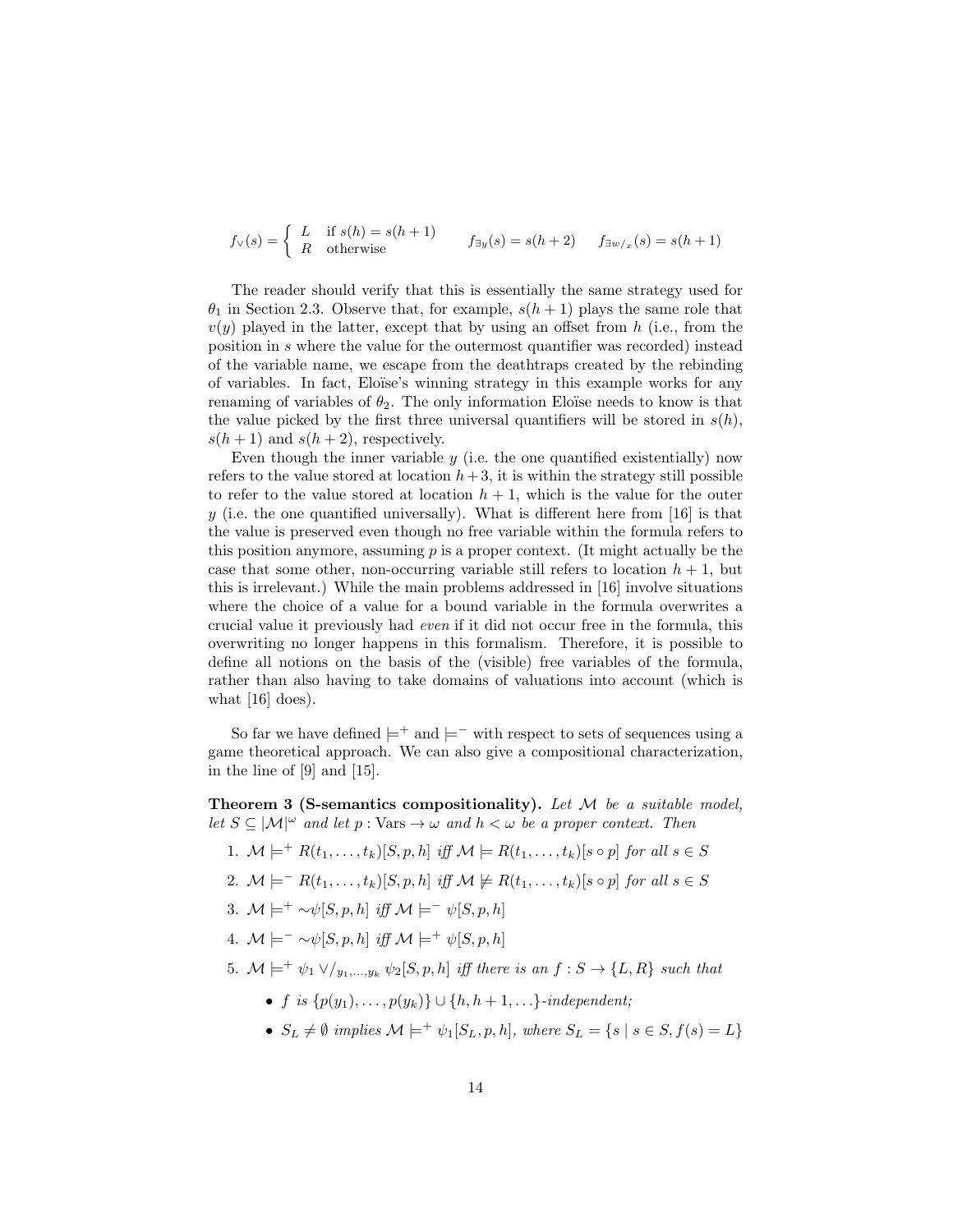$$f_\vee(s) = \begin{cases} L & \text{if } s(h) = s(h+1) \\ R & \text{otherwise} \end{cases} \qquad f_{\exists y}(s) = s(h+2) \qquad f_{\exists w/_x}(s) = s(h+1)$$

The reader should verify that this is essentially the same strategy used for $\theta_1$ in Section 2.3. Observe that, for example, $s(h+1)$ plays the same role that $v(y)$ played in the latter, except that by using an offset from $h$ (i.e., from the position in $s$ where the value for the outermost quantifier was recorded) instead of the variable name, we escape from the deathtraps created by the rebinding of variables. In fact, Eloïse's winning strategy in this example works for any renaming of variables of $\theta_2$. The only information Eloïse needs to know is that the value picked by the first three universal quantifiers will be stored in $s(h)$, $s(h+1)$ and $s(h+2)$, respectively.

Even though the inner variable $y$ (i.e. the one quantified existentially) now refers to the value stored at location $h+3$, it is within the strategy still possible to refer to the value stored at location $h+1$, which is the value for the outer $y$ (i.e. the one quantified universally). What is different here from [16] is that the value is preserved even though no free variable within the formula refers to this position anymore, assuming $p$ is a proper context. (It might actually be the case that some other, non-occurring variable still refers to location $h+1$, but this is irrelevant.) While the main problems addressed in [16] involve situations where the choice of a value for a bound variable in the formula overwrites a crucial value it previously had *even* if it did not occur free in the formula, this overwriting no longer happens in this formalism. Therefore, it is possible to define all notions on the basis of the (visible) free variables of the formula, rather than also having to take domains of valuations into account (which is what [16] does).

So far we have defined $\models^+$ and $\models^-$ with respect to sets of sequences using a game theoretical approach. We can also give a compositional characterization, in the line of [9] and [15].

**Theorem 3 (S-semantics compositionality).** *Let $\mathcal{M}$ be a suitable model, let $S \subseteq |\mathcal{M}|^\omega$ and let $p : \mathrm{Vars} \to \omega$ and $h < \omega$ be a proper context. Then*

1. $\mathcal{M} \models^+ R(t_1, \ldots, t_k)[S, p, h]$ *iff* $\mathcal{M} \models R(t_1, \ldots, t_k)[s \circ p]$ *for all* $s \in S$
2. $\mathcal{M} \models^- R(t_1, \ldots, t_k)[S, p, h]$ *iff* $\mathcal{M} \not\models R(t_1, \ldots, t_k)[s \circ p]$ *for all* $s \in S$
3. $\mathcal{M} \models^+ {\sim}\psi[S, p, h]$ *iff* $\mathcal{M} \models^- \psi[S, p, h]$
4. $\mathcal{M} \models^- {\sim}\psi[S, p, h]$ *iff* $\mathcal{M} \models^+ \psi[S, p, h]$
5. $\mathcal{M} \models^+ \psi_1 \vee/_{y_1,\ldots,y_k}\, \psi_2[S, p, h]$ *iff there is an* $f : S \to \{L, R\}$ *such that*
   - $f$ *is* $\{p(y_1), \ldots, p(y_k)\} \cup \{h, h+1, \ldots\}$*-independent;*
   - $S_L \neq \emptyset$ *implies* $\mathcal{M} \models^+ \psi_1[S_L, p, h]$*, where* $S_L = \{s \mid s \in S, f(s) = L\}$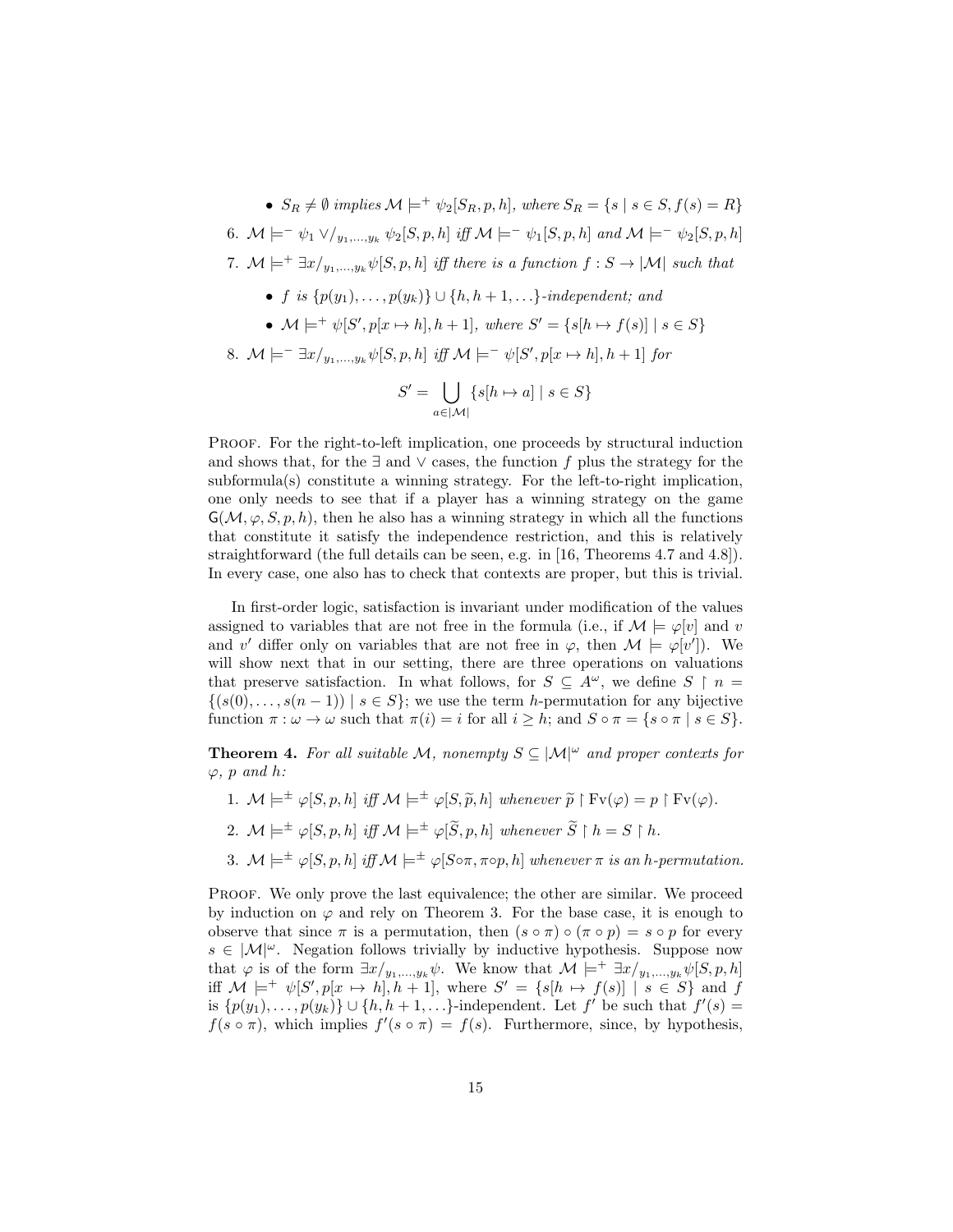- $S_R \neq \emptyset$ *implies* $\mathcal{M} \models^+ \psi_2[S_R, p, h]$*, where* $S_R = \{s \mid s \in S, f(s) = R\}$

6. $\mathcal{M} \models^- \psi_1 \vee/_{y_1,\ldots,y_k}\, \psi_2[S, p, h]$ *iff* $\mathcal{M} \models^- \psi_1[S, p, h]$ *and* $\mathcal{M} \models^- \psi_2[S, p, h]$

7. $\mathcal{M} \models^+ \exists x/_{y_1,\ldots,y_k}\psi[S, p, h]$ *iff there is a function* $f : S \to |\mathcal{M}|$ *such that*

   - $f$ *is* $\{p(y_1), \ldots, p(y_k)\} \cup \{h, h+1, \ldots\}$*-independent; and*
   - $\mathcal{M} \models^+ \psi[S', p[x \mapsto h], h+1]$*, where* $S' = \{s[h \mapsto f(s)] \mid s \in S\}$

8. $\mathcal{M} \models^- \exists x/_{y_1,\ldots,y_k}\psi[S, p, h]$ *iff* $\mathcal{M} \models^- \psi[S', p[x \mapsto h], h+1]$ *for*

$$S' = \bigcup_{a \in |\mathcal{M}|} \{s[h \mapsto a] \mid s \in S\}$$

Proof. For the right-to-left implication, one proceeds by structural induction and shows that, for the $\exists$ and $\vee$ cases, the function $f$ plus the strategy for the subformula(s) constitute a winning strategy. For the left-to-right implication, one only needs to see that if a player has a winning strategy on the game $\mathsf{G}(\mathcal{M}, \varphi, S, p, h)$, then he also has a winning strategy in which all the functions that constitute it satisfy the independence restriction, and this is relatively straightforward (the full details can be seen, e.g. in [16, Theorems 4.7 and 4.8]). In every case, one also has to check that contexts are proper, but this is trivial.

In first-order logic, satisfaction is invariant under modification of the values assigned to variables that are not free in the formula (i.e., if $\mathcal{M} \models \varphi[v]$ and $v$ and $v'$ differ only on variables that are not free in $\varphi$, then $\mathcal{M} \models \varphi[v']$). We will show next that in our setting, there are three operations on valuations that preserve satisfaction. In what follows, for $S \subseteq A^\omega$, we define $S \restriction n = \{(s(0), \ldots, s(n-1)) \mid s \in S\}$; we use the term $h$-permutation for any bijective function $\pi : \omega \to \omega$ such that $\pi(i) = i$ for all $i \geq h$; and $S \circ \pi = \{s \circ \pi \mid s \in S\}$.

**Theorem 4.** *For all suitable* $\mathcal{M}$*, nonempty* $S \subseteq |\mathcal{M}|^\omega$ *and proper contexts for* $\varphi$*,* $p$ *and* $h$*:*

1. $\mathcal{M} \models^\pm \varphi[S, p, h]$ *iff* $\mathcal{M} \models^\pm \varphi[S, \widetilde{p}, h]$ *whenever* $\widetilde{p} \restriction \mathrm{Fv}(\varphi) = p \restriction \mathrm{Fv}(\varphi)$*.*
2. $\mathcal{M} \models^\pm \varphi[S, p, h]$ *iff* $\mathcal{M} \models^\pm \varphi[\widetilde{S}, p, h]$ *whenever* $\widetilde{S} \restriction h = S \restriction h$*.*
3. $\mathcal{M} \models^\pm \varphi[S, p, h]$ *iff* $\mathcal{M} \models^\pm \varphi[S \circ \pi, \pi \circ p, h]$ *whenever* $\pi$ *is an* $h$*-permutation.*

Proof. We only prove the last equivalence; the other are similar. We proceed by induction on $\varphi$ and rely on Theorem 3. For the base case, it is enough to observe that since $\pi$ is a permutation, then $(s \circ \pi) \circ (\pi \circ p) = s \circ p$ for every $s \in |\mathcal{M}|^\omega$. Negation follows trivially by inductive hypothesis. Suppose now that $\varphi$ is of the form $\exists x/_{y_1,\ldots,y_k}\psi$. We know that $\mathcal{M} \models^+ \exists x/_{y_1,\ldots,y_k}\psi[S, p, h]$ iff $\mathcal{M} \models^+ \psi[S', p[x \mapsto h], h+1]$, where $S' = \{s[h \mapsto f(s)] \mid s \in S\}$ and $f$ is $\{p(y_1), \ldots, p(y_k)\} \cup \{h, h+1, \ldots\}$-independent. Let $f'$ be such that $f'(s) = f(s \circ \pi)$, which implies $f'(s \circ \pi) = f(s)$. Furthermore, since, by hypothesis,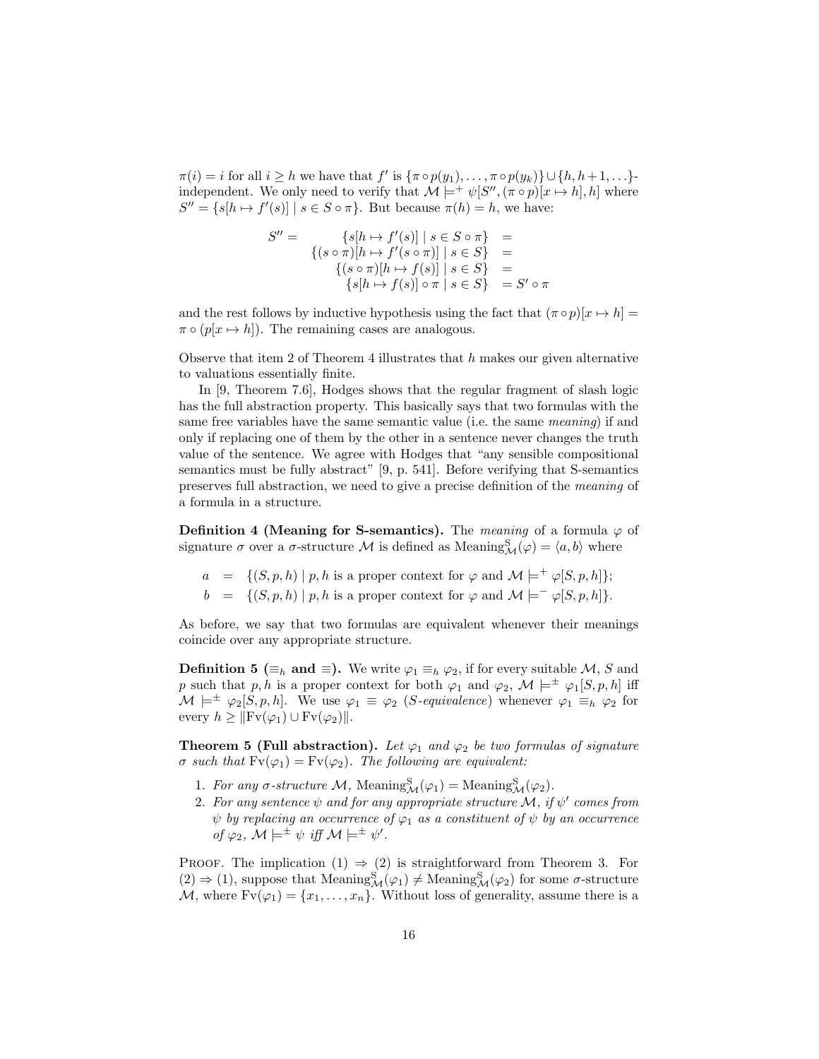$\pi(i) = i$ for all $i \geq h$ we have that $f'$ is $\{\pi \circ p(y_1), \ldots, \pi \circ p(y_k)\} \cup \{h, h+1, \ldots\}$-independent. We only need to verify that $\mathcal{M} \models^+ \psi[S'', (\pi \circ p)[x \mapsto h], h]$ where $S'' = \{s[h \mapsto f'(s)] \mid s \in S \circ \pi\}$. But because $\pi(h) = h$, we have:

$$
\begin{aligned}
S'' = \quad & \{s[h \mapsto f'(s)] \mid s \in S \circ \pi\} & = \\
& \{(s \circ \pi)[h \mapsto f'(s \circ \pi)] \mid s \in S\} & = \\
& \{(s \circ \pi)[h \mapsto f(s)] \mid s \in S\} & = \\
& \{s[h \mapsto f(s)] \circ \pi \mid s \in S\} & = S' \circ \pi
\end{aligned}
$$

and the rest follows by inductive hypothesis using the fact that $(\pi \circ p)[x \mapsto h] = \pi \circ (p[x \mapsto h])$. The remaining cases are analogous.

Observe that item 2 of Theorem 4 illustrates that $h$ makes our given alternative to valuations essentially finite.

In [9, Theorem 7.6], Hodges shows that the regular fragment of slash logic has the full abstraction property. This basically says that two formulas with the same free variables have the same semantic value (i.e. the same *meaning*) if and only if replacing one of them by the other in a sentence never changes the truth value of the sentence. We agree with Hodges that "any sensible compositional semantics must be fully abstract" [9, p. 541]. Before verifying that S-semantics preserves full abstraction, we need to give a precise definition of the *meaning* of a formula in a structure.

**Definition 4 (Meaning for S-semantics).** The *meaning* of a formula $\varphi$ of signature $\sigma$ over a $\sigma$-structure $\mathcal{M}$ is defined as $\mathrm{Meaning}^{\mathrm{S}}_{\mathcal{M}}(\varphi) = \langle a, b \rangle$ where

$$
\begin{aligned}
a &= \{(S, p, h) \mid p, h \text{ is a proper context for } \varphi \text{ and } \mathcal{M} \models^+ \varphi[S, p, h]\}; \\
b &= \{(S, p, h) \mid p, h \text{ is a proper context for } \varphi \text{ and } \mathcal{M} \models^- \varphi[S, p, h]\}.
\end{aligned}
$$

As before, we say that two formulas are equivalent whenever their meanings coincide over any appropriate structure.

**Definition 5 ($\equiv_h$ and $\equiv$).** We write $\varphi_1 \equiv_h \varphi_2$, if for every suitable $\mathcal{M}$, $S$ and $p$ such that $p, h$ is a proper context for both $\varphi_1$ and $\varphi_2$, $\mathcal{M} \models^{\pm} \varphi_1[S, p, h]$ iff $\mathcal{M} \models^{\pm} \varphi_2[S, p, h]$. We use $\varphi_1 \equiv \varphi_2$ (*S-equivalence*) whenever $\varphi_1 \equiv_h \varphi_2$ for every $h \geq \|\mathrm{Fv}(\varphi_1) \cup \mathrm{Fv}(\varphi_2)\|$.

**Theorem 5 (Full abstraction).** *Let $\varphi_1$ and $\varphi_2$ be two formulas of signature $\sigma$ such that $\mathrm{Fv}(\varphi_1) = \mathrm{Fv}(\varphi_2)$. The following are equivalent:*

1. *For any $\sigma$-structure $\mathcal{M}$, $\mathrm{Meaning}^{\mathrm{S}}_{\mathcal{M}}(\varphi_1) = \mathrm{Meaning}^{\mathrm{S}}_{\mathcal{M}}(\varphi_2)$.*
2. *For any sentence $\psi$ and for any appropriate structure $\mathcal{M}$, if $\psi'$ comes from $\psi$ by replacing an occurrence of $\varphi_1$ as a constituent of $\psi$ by an occurrence of $\varphi_2$, $\mathcal{M} \models^{\pm} \psi$ iff $\mathcal{M} \models^{\pm} \psi'$.*

Proof. The implication (1) $\Rightarrow$ (2) is straightforward from Theorem 3. For (2) $\Rightarrow$ (1), suppose that $\mathrm{Meaning}^{\mathrm{S}}_{\mathcal{M}}(\varphi_1) \neq \mathrm{Meaning}^{\mathrm{S}}_{\mathcal{M}}(\varphi_2)$ for some $\sigma$-structure $\mathcal{M}$, where $\mathrm{Fv}(\varphi_1) = \{x_1, \ldots, x_n\}$. Without loss of generality, assume there is a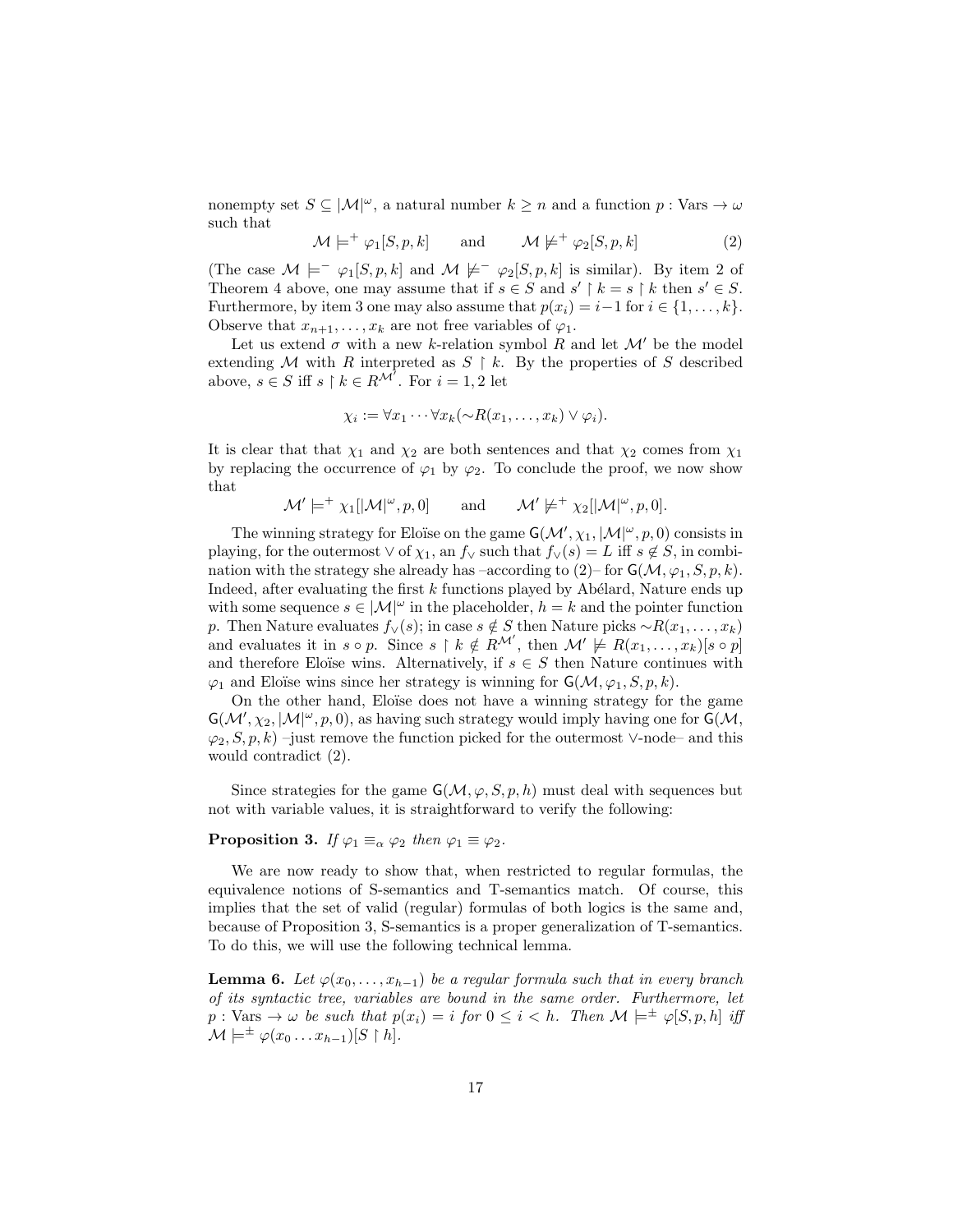nonempty set $S \subseteq |\mathcal{M}|^\omega$, a natural number $k \geq n$ and a function $p : \text{Vars} \to \omega$ such that

$$\mathcal{M} \models^+ \varphi_1[S, p, k] \qquad \text{and} \qquad \mathcal{M} \not\models^+ \varphi_2[S, p, k] \tag{2}$$

(The case $\mathcal{M} \models^- \varphi_1[S, p, k]$ and $\mathcal{M} \not\models^- \varphi_2[S, p, k]$ is similar). By item 2 of Theorem 4 above, one may assume that if $s \in S$ and $s' \restriction k = s \restriction k$ then $s' \in S$. Furthermore, by item 3 one may also assume that $p(x_i) = i - 1$ for $i \in \{1, \ldots, k\}$. Observe that $x_{n+1}, \ldots, x_k$ are not free variables of $\varphi_1$.

Let us extend $\sigma$ with a new $k$-relation symbol $R$ and let $\mathcal{M}'$ be the model extending $\mathcal{M}$ with $R$ interpreted as $S \restriction k$. By the properties of $S$ described above, $s \in S$ iff $s \restriction k \in R^{\mathcal{M}'}$. For $i = 1, 2$ let

$$\chi_i := \forall x_1 \cdots \forall x_k (\sim R(x_1, \ldots, x_k) \vee \varphi_i).$$

It is clear that that $\chi_1$ and $\chi_2$ are both sentences and that $\chi_2$ comes from $\chi_1$ by replacing the occurrence of $\varphi_1$ by $\varphi_2$. To conclude the proof, we now show that

$$\mathcal{M}' \models^+ \chi_1[|\mathcal{M}|^\omega, p, 0] \qquad \text{and} \qquad \mathcal{M}' \not\models^+ \chi_2[|\mathcal{M}|^\omega, p, 0].$$

The winning strategy for Eloïse on the game $\mathsf{G}(\mathcal{M}', \chi_1, |\mathcal{M}|^\omega, p, 0)$ consists in playing, for the outermost $\vee$ of $\chi_1$, an $f_\vee$ such that $f_\vee(s) = L$ iff $s \notin S$, in combination with the strategy she already has –according to (2)– for $\mathsf{G}(\mathcal{M}, \varphi_1, S, p, k)$. Indeed, after evaluating the first $k$ functions played by Abélard, Nature ends up with some sequence $s \in |\mathcal{M}|^\omega$ in the placeholder, $h = k$ and the pointer function $p$. Then Nature evaluates $f_\vee(s)$; in case $s \notin S$ then Nature picks $\sim R(x_1, \ldots, x_k)$ and evaluates it in $s \circ p$. Since $s \restriction k \notin R^{\mathcal{M}'}$, then $\mathcal{M}' \not\models R(x_1, \ldots, x_k)[s \circ p]$ and therefore Eloïse wins. Alternatively, if $s \in S$ then Nature continues with $\varphi_1$ and Eloïse wins since her strategy is winning for $\mathsf{G}(\mathcal{M}, \varphi_1, S, p, k)$.

On the other hand, Eloïse does not have a winning strategy for the game $\mathsf{G}(\mathcal{M}', \chi_2, |\mathcal{M}|^\omega, p, 0)$, as having such strategy would imply having one for $\mathsf{G}(\mathcal{M}, \varphi_2, S, p, k)$ –just remove the function picked for the outermost $\vee$-node– and this would contradict (2).

Since strategies for the game $\mathsf{G}(\mathcal{M}, \varphi, S, p, h)$ must deal with sequences but not with variable values, it is straightforward to verify the following:

**Proposition 3.** *If $\varphi_1 \equiv_\alpha \varphi_2$ then $\varphi_1 \equiv \varphi_2$.*

We are now ready to show that, when restricted to regular formulas, the equivalence notions of S-semantics and T-semantics match. Of course, this implies that the set of valid (regular) formulas of both logics is the same and, because of Proposition 3, S-semantics is a proper generalization of T-semantics. To do this, we will use the following technical lemma.

**Lemma 6.** *Let $\varphi(x_0, \ldots, x_{h-1})$ be a regular formula such that in every branch of its syntactic tree, variables are bound in the same order. Furthermore, let $p : \text{Vars} \to \omega$ be such that $p(x_i) = i$ for $0 \leq i < h$. Then $\mathcal{M} \models^\pm \varphi[S, p, h]$ iff $\mathcal{M} \models^\pm \varphi(x_0 \ldots x_{h-1})[S \restriction h]$.*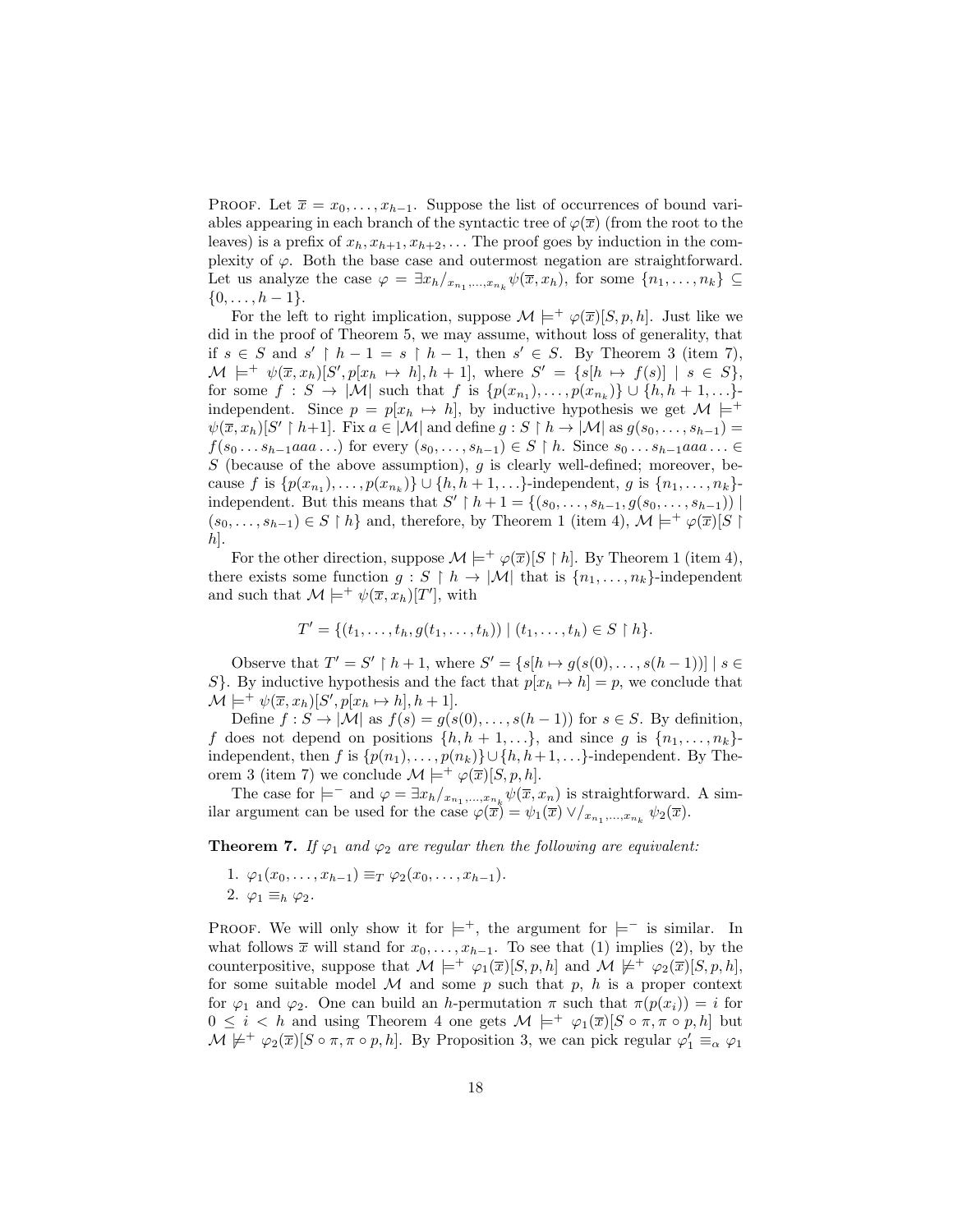**Proof.** Let $\overline{x} = x_0, \ldots, x_{h-1}$. Suppose the list of occurrences of bound variables appearing in each branch of the syntactic tree of $\varphi(\overline{x})$ (from the root to the leaves) is a prefix of $x_h, x_{h+1}, x_{h+2}, \ldots$ The proof goes by induction in the complexity of $\varphi$. Both the base case and outermost negation are straightforward. Let us analyze the case $\varphi = \exists x_h/_{x_{n_1},\ldots,x_{n_k}} \psi(\overline{x}, x_h)$, for some $\{n_1, \ldots, n_k\} \subseteq \{0, \ldots, h-1\}$.

For the left to right implication, suppose $\mathcal{M} \models^+ \varphi(\overline{x})[S, p, h]$. Just like we did in the proof of Theorem 5, we may assume, without loss of generality, that if $s \in S$ and $s' \upharpoonright h-1 = s \upharpoonright h-1$, then $s' \in S$. By Theorem 3 (item 7), $\mathcal{M} \models^+ \psi(\overline{x}, x_h)[S', p[x_h \mapsto h], h+1]$, where $S' = \{s[h \mapsto f(s)] \mid s \in S\}$, for some $f : S \to |\mathcal{M}|$ such that $f$ is $\{p(x_{n_1}), \ldots, p(x_{n_k})\} \cup \{h, h+1, \ldots\}$-independent. Since $p = p[x_h \mapsto h]$, by inductive hypothesis we get $\mathcal{M} \models^+ \psi(\overline{x}, x_h)[S' \upharpoonright h+1]$. Fix $a \in |\mathcal{M}|$ and define $g : S \upharpoonright h \to |\mathcal{M}|$ as $g(s_0, \ldots, s_{h-1}) = f(s_0 \ldots s_{h-1} aaa \ldots)$ for every $(s_0, \ldots, s_{h-1}) \in S \upharpoonright h$. Since $s_0 \ldots s_{h-1} aaa \ldots \in S$ (because of the above assumption), $g$ is clearly well-defined; moreover, because $f$ is $\{p(x_{n_1}), \ldots, p(x_{n_k})\} \cup \{h, h+1, \ldots\}$-independent, $g$ is $\{n_1, \ldots, n_k\}$-independent. But this means that $S' \upharpoonright h+1 = \{(s_0, \ldots, s_{h-1}, g(s_0, \ldots, s_{h-1})) \mid (s_0, \ldots, s_{h-1}) \in S \upharpoonright h\}$ and, therefore, by Theorem 1 (item 4), $\mathcal{M} \models^+ \varphi(\overline{x})[S \upharpoonright h]$.

For the other direction, suppose $\mathcal{M} \models^+ \varphi(\overline{x})[S \upharpoonright h]$. By Theorem 1 (item 4), there exists some function $g : S \upharpoonright h \to |\mathcal{M}|$ that is $\{n_1, \ldots, n_k\}$-independent and such that $\mathcal{M} \models^+ \psi(\overline{x}, x_h)[T']$, with

$$T' = \{(t_1, \ldots, t_h, g(t_1, \ldots, t_h)) \mid (t_1, \ldots, t_h) \in S \upharpoonright h\}.$$

Observe that $T' = S' \upharpoonright h+1$, where $S' = \{s[h \mapsto g(s(0), \ldots, s(h-1))] \mid s \in S\}$. By inductive hypothesis and the fact that $p[x_h \mapsto h] = p$, we conclude that $\mathcal{M} \models^+ \psi(\overline{x}, x_h)[S', p[x_h \mapsto h], h+1]$.

Define $f : S \to |\mathcal{M}|$ as $f(s) = g(s(0), \ldots, s(h-1))$ for $s \in S$. By definition, $f$ does not depend on positions $\{h, h+1, \ldots\}$, and since $g$ is $\{n_1, \ldots, n_k\}$-independent, then $f$ is $\{p(n_1), \ldots, p(n_k)\} \cup \{h, h+1, \ldots\}$-independent. By Theorem 3 (item 7) we conclude $\mathcal{M} \models^+ \varphi(\overline{x})[S, p, h]$.

The case for $\models^-$ and $\varphi = \exists x_h/_{x_{n_1},\ldots,x_{n_k}} \psi(\overline{x}, x_n)$ is straightforward. A similar argument can be used for the case $\varphi(\overline{x}) = \psi_1(\overline{x}) \vee/_{x_{n_1},\ldots,x_{n_k}} \psi_2(\overline{x})$.

**Theorem 7.** *If $\varphi_1$ and $\varphi_2$ are regular then the following are equivalent:*

1. $\varphi_1(x_0, \ldots, x_{h-1}) \equiv_T \varphi_2(x_0, \ldots, x_{h-1})$.
2. $\varphi_1 \equiv_h \varphi_2$.

**Proof.** We will only show it for $\models^+$, the argument for $\models^-$ is similar. In what follows $\overline{x}$ will stand for $x_0, \ldots, x_{h-1}$. To see that (1) implies (2), by the counterpositive, suppose that $\mathcal{M} \models^+ \varphi_1(\overline{x})[S, p, h]$ and $\mathcal{M} \not\models^+ \varphi_2(\overline{x})[S, p, h]$, for some suitable model $\mathcal{M}$ and some $p$ such that $p$, $h$ is a proper context for $\varphi_1$ and $\varphi_2$. One can build an $h$-permutation $\pi$ such that $\pi(p(x_i)) = i$ for $0 \leq i < h$ and using Theorem 4 one gets $\mathcal{M} \models^+ \varphi_1(\overline{x})[S \circ \pi, \pi \circ p, h]$ but $\mathcal{M} \not\models^+ \varphi_2(\overline{x})[S \circ \pi, \pi \circ p, h]$. By Proposition 3, we can pick regular $\varphi_1' \equiv_\alpha \varphi_1$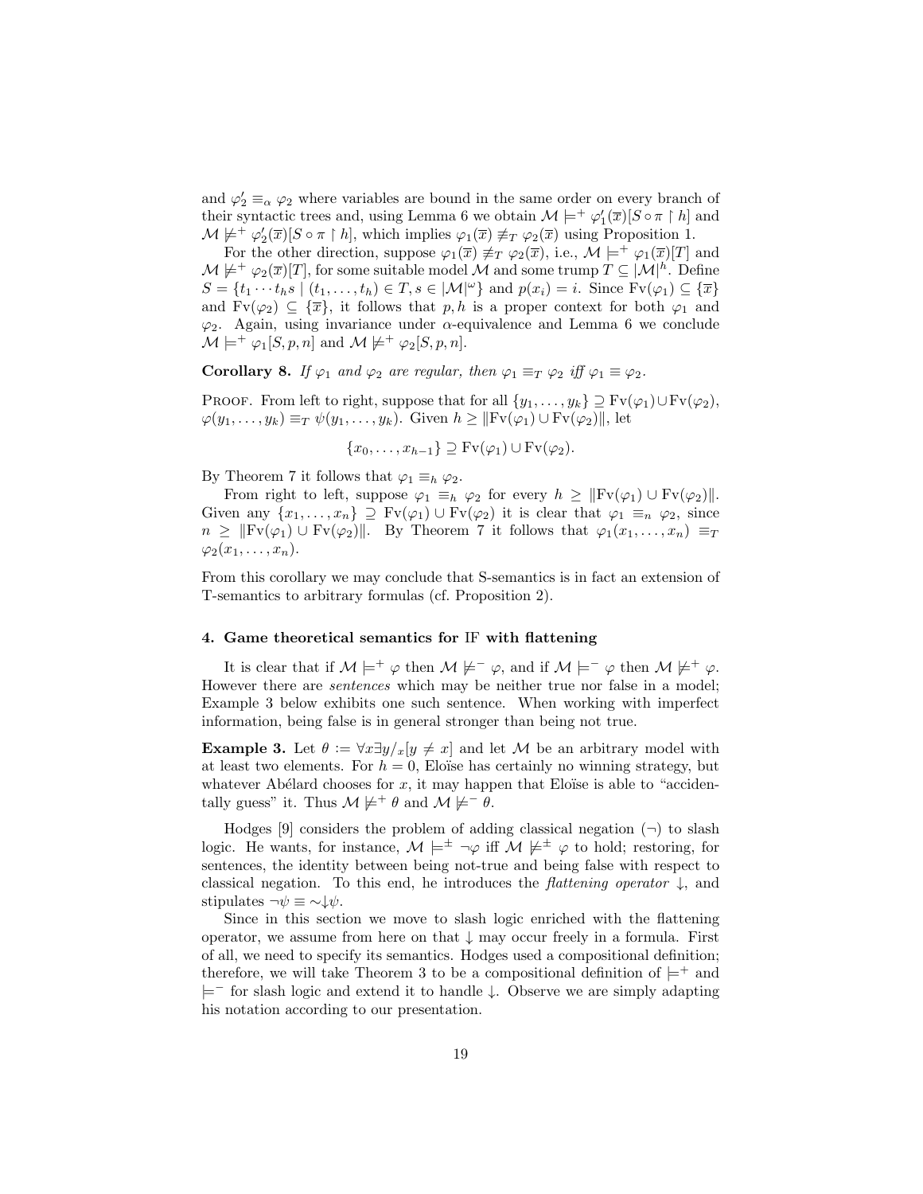and $\varphi_2' \equiv_\alpha \varphi_2$ where variables are bound in the same order on every branch of their syntactic trees and, using Lemma 6 we obtain $\mathcal{M} \models^+ \varphi_1'(\overline{x})[S \circ \pi \upharpoonright h]$ and $\mathcal{M} \not\models^+ \varphi_2'(\overline{x})[S \circ \pi \upharpoonright h]$, which implies $\varphi_1(\overline{x}) \not\equiv_T \varphi_2(\overline{x})$ using Proposition 1.

For the other direction, suppose $\varphi_1(\overline{x}) \not\equiv_T \varphi_2(\overline{x})$, i.e., $\mathcal{M} \models^+ \varphi_1(\overline{x})[T]$ and $\mathcal{M} \not\models^+ \varphi_2(\overline{x})[T]$, for some suitable model $\mathcal{M}$ and some trump $T \subseteq |\mathcal{M}|^h$. Define $S = \{t_1 \cdots t_h s \mid (t_1, \ldots, t_h) \in T, s \in |\mathcal{M}|^\omega\}$ and $p(x_i) = i$. Since $\mathrm{Fv}(\varphi_1) \subseteq \{\overline{x}\}$ and $\mathrm{Fv}(\varphi_2) \subseteq \{\overline{x}\}$, it follows that $p, h$ is a proper context for both $\varphi_1$ and $\varphi_2$. Again, using invariance under $\alpha$-equivalence and Lemma 6 we conclude $\mathcal{M} \models^+ \varphi_1[S, p, n]$ and $\mathcal{M} \not\models^+ \varphi_2[S, p, n]$.

**Corollary 8.** *If $\varphi_1$ and $\varphi_2$ are regular, then $\varphi_1 \equiv_T \varphi_2$ iff $\varphi_1 \equiv \varphi_2$.*

Proof. From left to right, suppose that for all $\{y_1, \ldots, y_k\} \supseteq \mathrm{Fv}(\varphi_1) \cup \mathrm{Fv}(\varphi_2)$, $\varphi(y_1, \ldots, y_k) \equiv_T \psi(y_1, \ldots, y_k)$. Given $h \geq \|\mathrm{Fv}(\varphi_1) \cup \mathrm{Fv}(\varphi_2)\|$, let

$$\{x_0, \ldots, x_{h-1}\} \supseteq \mathrm{Fv}(\varphi_1) \cup \mathrm{Fv}(\varphi_2).$$

By Theorem 7 it follows that $\varphi_1 \equiv_h \varphi_2$.

From right to left, suppose $\varphi_1 \equiv_h \varphi_2$ for every $h \geq \|\mathrm{Fv}(\varphi_1) \cup \mathrm{Fv}(\varphi_2)\|$. Given any $\{x_1, \ldots, x_n\} \supseteq \mathrm{Fv}(\varphi_1) \cup \mathrm{Fv}(\varphi_2)$ it is clear that $\varphi_1 \equiv_n \varphi_2$, since $n \geq \|\mathrm{Fv}(\varphi_1) \cup \mathrm{Fv}(\varphi_2)\|$. By Theorem 7 it follows that $\varphi_1(x_1, \ldots, x_n) \equiv_T \varphi_2(x_1, \ldots, x_n)$.

From this corollary we may conclude that S-semantics is in fact an extension of T-semantics to arbitrary formulas (cf. Proposition 2).

#### 4. Game theoretical semantics for IF with flattening

It is clear that if $\mathcal{M} \models^+ \varphi$ then $\mathcal{M} \not\models^- \varphi$, and if $\mathcal{M} \models^- \varphi$ then $\mathcal{M} \not\models^+ \varphi$. However there are *sentences* which may be neither true nor false in a model; Example 3 below exhibits one such sentence. When working with imperfect information, being false is in general stronger than being not true.

**Example 3.** Let $\theta := \forall x \exists y/_x[y \neq x]$ and let $\mathcal{M}$ be an arbitrary model with at least two elements. For $h = 0$, Eloïse has certainly no winning strategy, but whatever Abélard chooses for $x$, it may happen that Eloïse is able to "accidentally guess" it. Thus $\mathcal{M} \not\models^+ \theta$ and $\mathcal{M} \not\models^- \theta$.

Hodges [9] considers the problem of adding classical negation ($\neg$) to slash logic. He wants, for instance, $\mathcal{M} \models^\pm \neg\varphi$ iff $\mathcal{M} \not\models^\pm \varphi$ to hold; restoring, for sentences, the identity between being not-true and being false with respect to classical negation. To this end, he introduces the *flattening operator* $\downarrow$, and stipulates $\neg\psi \equiv \sim\downarrow\psi$.

Since in this section we move to slash logic enriched with the flattening operator, we assume from here on that $\downarrow$ may occur freely in a formula. First of all, we need to specify its semantics. Hodges used a compositional definition; therefore, we will take Theorem 3 to be a compositional definition of $\models^+$ and $\models^-$ for slash logic and extend it to handle $\downarrow$. Observe we are simply adapting his notation according to our presentation.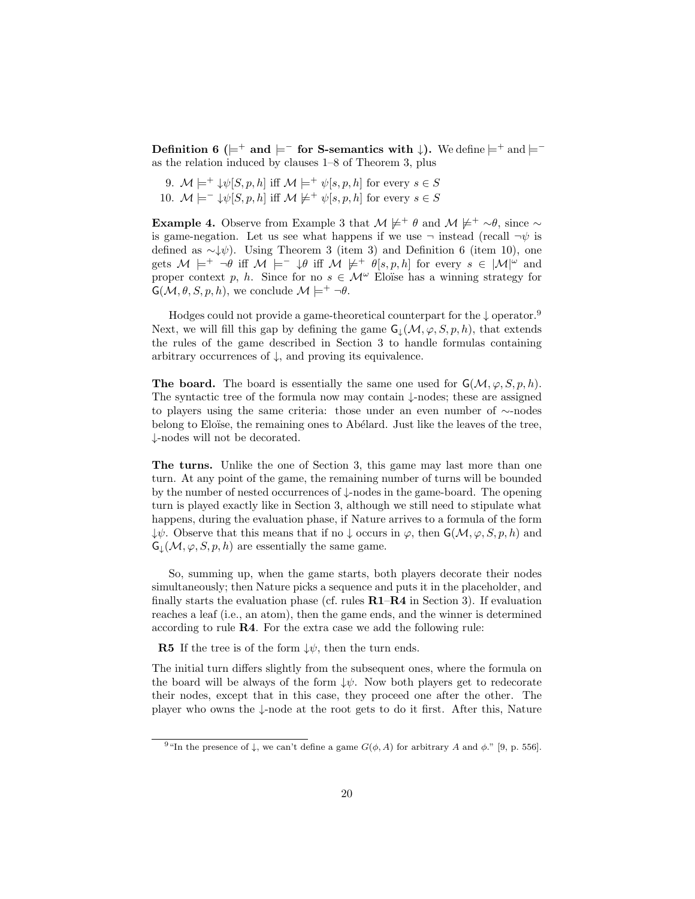**Definition 6 ($\models^+$ and $\models^-$ for S-semantics with $\downarrow$).** We define $\models^+$ and $\models^-$ as the relation induced by clauses 1–8 of Theorem 3, plus

9. $\mathcal{M} \models^+ \downarrow\psi[S, p, h]$ iff $\mathcal{M} \models^+ \psi[s, p, h]$ for every $s \in S$
10. $\mathcal{M} \models^- \downarrow\psi[S, p, h]$ iff $\mathcal{M} \not\models^+ \psi[s, p, h]$ for every $s \in S$

**Example 4.** Observe from Example 3 that $\mathcal{M} \not\models^+ \theta$ and $\mathcal{M} \not\models^+ {\sim}\theta$, since $\sim$ is game-negation. Let us see what happens if we use $\neg$ instead (recall $\neg\psi$ is defined as ${\sim}{\downarrow}\psi$). Using Theorem 3 (item 3) and Definition 6 (item 10), one gets $\mathcal{M} \models^+ \neg\theta$ iff $\mathcal{M} \models^- \downarrow\theta$ iff $\mathcal{M} \not\models^+ \theta[s, p, h]$ for every $s \in |\mathcal{M}|^\omega$ and proper context $p$, $h$. Since for no $s \in \mathcal{M}^\omega$ Eloïse has a winning strategy for $\mathsf{G}(\mathcal{M}, \theta, S, p, h)$, we conclude $\mathcal{M} \models^+ \neg\theta$.

Hodges could not provide a game-theoretical counterpart for the $\downarrow$ operator.[9] Next, we will fill this gap by defining the game $\mathsf{G}_\downarrow(\mathcal{M}, \varphi, S, p, h)$, that extends the rules of the game described in Section 3 to handle formulas containing arbitrary occurrences of $\downarrow$, and proving its equivalence.

**The board.** The board is essentially the same one used for $\mathsf{G}(\mathcal{M}, \varphi, S, p, h)$. The syntactic tree of the formula now may contain $\downarrow$-nodes; these are assigned to players using the same criteria: those under an even number of $\sim$-nodes belong to Eloïse, the remaining ones to Abélard. Just like the leaves of the tree, $\downarrow$-nodes will not be decorated.

**The turns.** Unlike the one of Section 3, this game may last more than one turn. At any point of the game, the remaining number of turns will be bounded by the number of nested occurrences of $\downarrow$-nodes in the game-board. The opening turn is played exactly like in Section 3, although we still need to stipulate what happens, during the evaluation phase, if Nature arrives to a formula of the form $\downarrow\psi$. Observe that this means that if no $\downarrow$ occurs in $\varphi$, then $\mathsf{G}(\mathcal{M}, \varphi, S, p, h)$ and $\mathsf{G}_\downarrow(\mathcal{M}, \varphi, S, p, h)$ are essentially the same game.

So, summing up, when the game starts, both players decorate their nodes simultaneously; then Nature picks a sequence and puts it in the placeholder, and finally starts the evaluation phase (cf. rules **R1**–**R4** in Section 3). If evaluation reaches a leaf (i.e., an atom), then the game ends, and the winner is determined according to rule **R4**. For the extra case we add the following rule:

**R5** If the tree is of the form $\downarrow\psi$, then the turn ends.

The initial turn differs slightly from the subsequent ones, where the formula on the board will be always of the form $\downarrow\psi$. Now both players get to redecorate their nodes, except that in this case, they proceed one after the other. The player who owns the $\downarrow$-node at the root gets to do it first. After this, Nature

[9] "In the presence of $\downarrow$, we can't define a game $G(\phi, A)$ for arbitrary $A$ and $\phi$." [9, p. 556].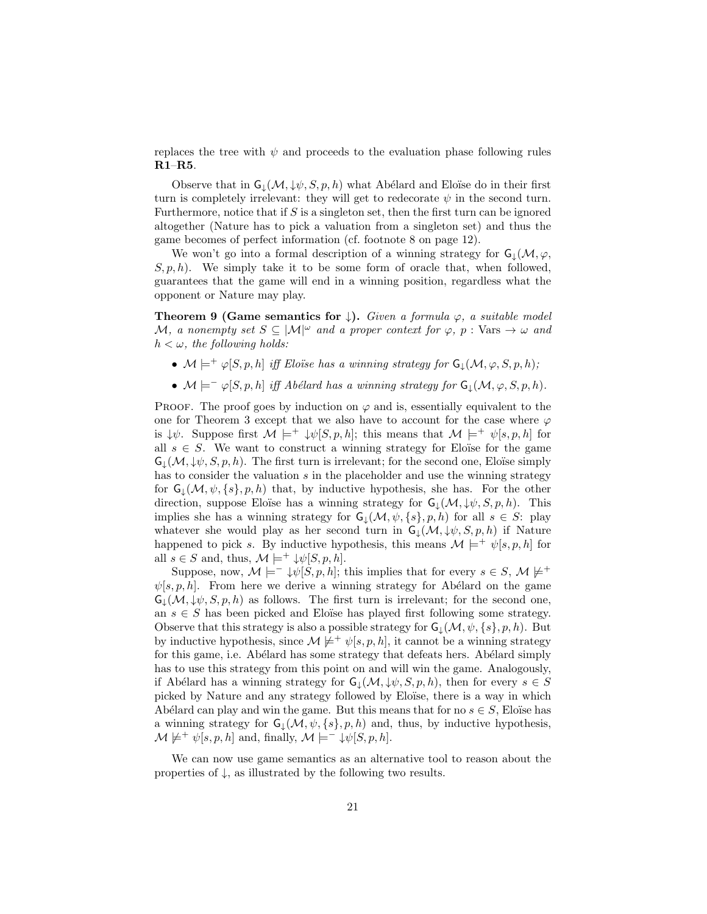replaces the tree with $\psi$ and proceeds to the evaluation phase following rules **R1**–**R5**.

Observe that in $\mathsf{G}_{\downarrow}(\mathcal{M}, \downarrow\psi, S, p, h)$ what Abélard and Eloïse do in their first turn is completely irrelevant: they will get to redecorate $\psi$ in the second turn. Furthermore, notice that if $S$ is a singleton set, then the first turn can be ignored altogether (Nature has to pick a valuation from a singleton set) and thus the game becomes of perfect information (cf. footnote 8 on page 12).

We won't go into a formal description of a winning strategy for $\mathsf{G}_{\downarrow}(\mathcal{M}, \varphi, S, p, h)$. We simply take it to be some form of oracle that, when followed, guarantees that the game will end in a winning position, regardless what the opponent or Nature may play.

**Theorem 9 (Game semantics for $\downarrow$).** *Given a formula $\varphi$, a suitable model $\mathcal{M}$, a nonempty set $S \subseteq |\mathcal{M}|^{\omega}$ and a proper context for $\varphi$, $p : \mathrm{Vars} \to \omega$ and $h < \omega$, the following holds:*

- $\mathcal{M} \models^{+} \varphi[S, p, h]$ *iff Eloïse has a winning strategy for* $\mathsf{G}_{\downarrow}(\mathcal{M}, \varphi, S, p, h)$*;*
- $\mathcal{M} \models^{-} \varphi[S, p, h]$ *iff Abélard has a winning strategy for* $\mathsf{G}_{\downarrow}(\mathcal{M}, \varphi, S, p, h)$*.*

Proof. The proof goes by induction on $\varphi$ and is, essentially equivalent to the one for Theorem 3 except that we also have to account for the case where $\varphi$ is $\downarrow\psi$. Suppose first $\mathcal{M} \models^{+} \downarrow\psi[S, p, h]$; this means that $\mathcal{M} \models^{+} \psi[s, p, h]$ for all $s \in S$. We want to construct a winning strategy for Eloïse for the game $\mathsf{G}_{\downarrow}(\mathcal{M}, \downarrow\psi, S, p, h)$. The first turn is irrelevant; for the second one, Eloïse simply has to consider the valuation $s$ in the placeholder and use the winning strategy for $\mathsf{G}_{\downarrow}(\mathcal{M}, \psi, \{s\}, p, h)$ that, by inductive hypothesis, she has. For the other direction, suppose Eloïse has a winning strategy for $\mathsf{G}_{\downarrow}(\mathcal{M}, \downarrow\psi, S, p, h)$. This implies she has a winning strategy for $\mathsf{G}_{\downarrow}(\mathcal{M}, \psi, \{s\}, p, h)$ for all $s \in S$: play whatever she would play as her second turn in $\mathsf{G}_{\downarrow}(\mathcal{M}, \downarrow\psi, S, p, h)$ if Nature happened to pick $s$. By inductive hypothesis, this means $\mathcal{M} \models^{+} \psi[s, p, h]$ for all $s \in S$ and, thus, $\mathcal{M} \models^{+} \downarrow\psi[S, p, h]$.

Suppose, now, $\mathcal{M} \models^{-} \downarrow\psi[S, p, h]$; this implies that for every $s \in S$, $\mathcal{M} \not\models^{+} \psi[s, p, h]$. From here we derive a winning strategy for Abélard on the game $\mathsf{G}_{\downarrow}(\mathcal{M}, \downarrow\psi, S, p, h)$ as follows. The first turn is irrelevant; for the second one, an $s \in S$ has been picked and Eloïse has played first following some strategy. Observe that this strategy is also a possible strategy for $\mathsf{G}_{\downarrow}(\mathcal{M}, \psi, \{s\}, p, h)$. But by inductive hypothesis, since $\mathcal{M} \not\models^{+} \psi[s, p, h]$, it cannot be a winning strategy for this game, i.e. Abélard has some strategy that defeats hers. Abélard simply has to use this strategy from this point on and will win the game. Analogously, if Abélard has a winning strategy for $\mathsf{G}_{\downarrow}(\mathcal{M}, \downarrow\psi, S, p, h)$, then for every $s \in S$ picked by Nature and any strategy followed by Eloïse, there is a way in which Abélard can play and win the game. But this means that for no $s \in S$, Eloïse has a winning strategy for $\mathsf{G}_{\downarrow}(\mathcal{M}, \psi, \{s\}, p, h)$ and, thus, by inductive hypothesis, $\mathcal{M} \not\models^{+} \psi[s, p, h]$ and, finally, $\mathcal{M} \models^{-} \downarrow\psi[S, p, h]$.

We can now use game semantics as an alternative tool to reason about the properties of $\downarrow$, as illustrated by the following two results.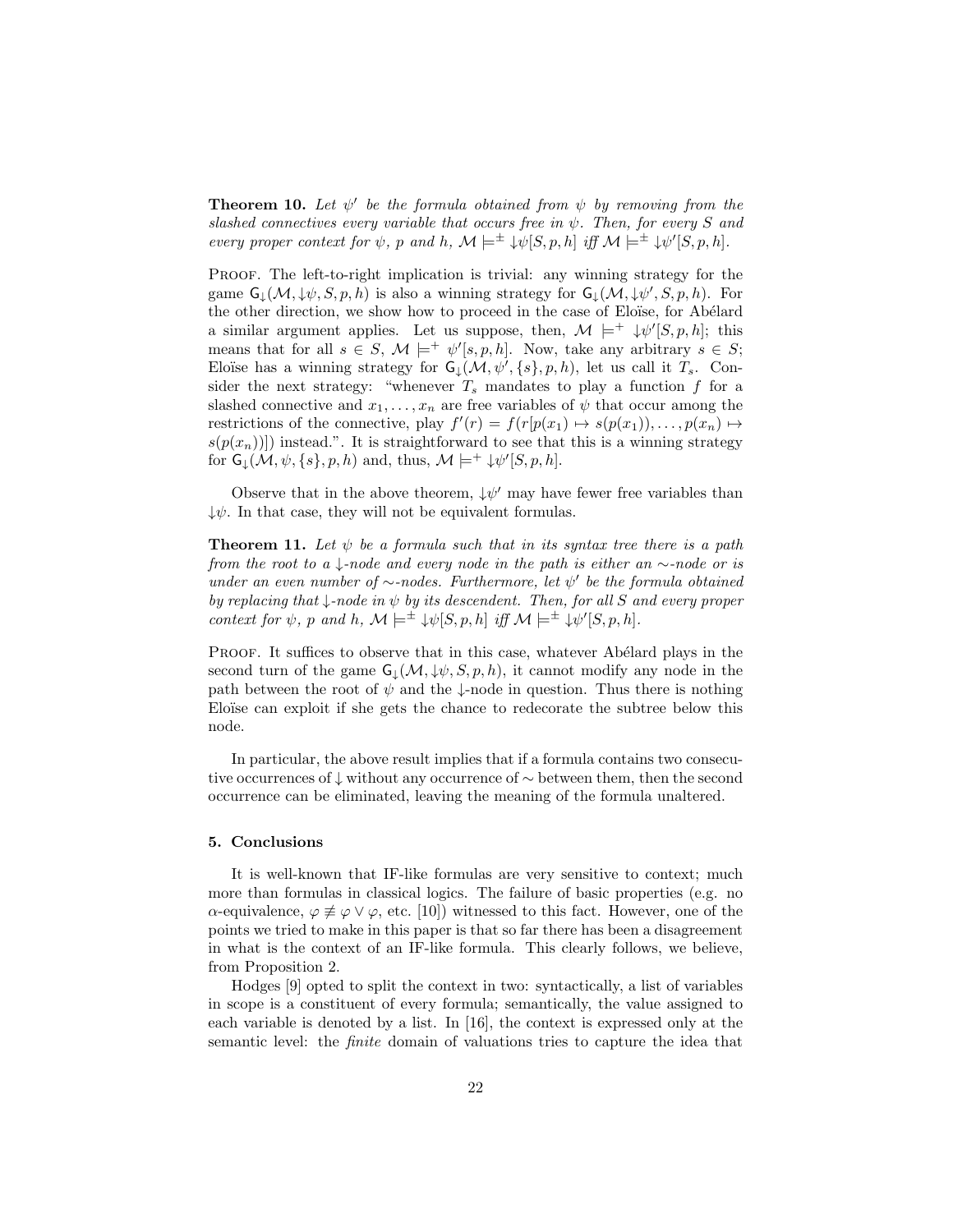**Theorem 10.** *Let $\psi'$ be the formula obtained from $\psi$ by removing from the slashed connectives every variable that occurs free in $\psi$. Then, for every $S$ and every proper context for $\psi$, $p$ and $h$, $\mathcal{M} \models^{\pm} \downarrow\psi[S, p, h]$ iff $\mathcal{M} \models^{\pm} \downarrow\psi'[S, p, h]$.*

Proof. The left-to-right implication is trivial: any winning strategy for the game $\mathsf{G}_{\downarrow}(\mathcal{M}, \downarrow\psi, S, p, h)$ is also a winning strategy for $\mathsf{G}_{\downarrow}(\mathcal{M}, \downarrow\psi', S, p, h)$. For the other direction, we show how to proceed in the case of Eloïse, for Abélard a similar argument applies. Let us suppose, then, $\mathcal{M} \models^{+} \downarrow\psi'[S, p, h]$; this means that for all $s \in S$, $\mathcal{M} \models^{+} \psi'[s, p, h]$. Now, take any arbitrary $s \in S$; Eloïse has a winning strategy for $\mathsf{G}_{\downarrow}(\mathcal{M}, \psi', \{s\}, p, h)$, let us call it $T_s$. Consider the next strategy: "whenever $T_s$ mandates to play a function $f$ for a slashed connective and $x_1, \ldots, x_n$ are free variables of $\psi$ that occur among the restrictions of the connective, play $f'(r) = f(r[p(x_1) \mapsto s(p(x_1)), \ldots, p(x_n) \mapsto s(p(x_n))])$ instead.". It is straightforward to see that this is a winning strategy for $\mathsf{G}_{\downarrow}(\mathcal{M}, \psi, \{s\}, p, h)$ and, thus, $\mathcal{M} \models^{+} \downarrow\psi'[S, p, h]$.

Observe that in the above theorem, $\downarrow\psi'$ may have fewer free variables than $\downarrow\psi$. In that case, they will not be equivalent formulas.

**Theorem 11.** *Let $\psi$ be a formula such that in its syntax tree there is a path from the root to a $\downarrow$-node and every node in the path is either an $\sim$-node or is under an even number of $\sim$-nodes. Furthermore, let $\psi'$ be the formula obtained by replacing that $\downarrow$-node in $\psi$ by its descendent. Then, for all $S$ and every proper context for $\psi$, $p$ and $h$, $\mathcal{M} \models^{\pm} \downarrow\psi[S, p, h]$ iff $\mathcal{M} \models^{\pm} \downarrow\psi'[S, p, h]$.*

Proof. It suffices to observe that in this case, whatever Abélard plays in the second turn of the game $\mathsf{G}_{\downarrow}(\mathcal{M}, \downarrow\psi, S, p, h)$, it cannot modify any node in the path between the root of $\psi$ and the $\downarrow$-node in question. Thus there is nothing Eloïse can exploit if she gets the chance to redecorate the subtree below this node.

In particular, the above result implies that if a formula contains two consecutive occurrences of $\downarrow$ without any occurrence of $\sim$ between them, then the second occurrence can be eliminated, leaving the meaning of the formula unaltered.

## 5. Conclusions

It is well-known that IF-like formulas are very sensitive to context; much more than formulas in classical logics. The failure of basic properties (e.g. no $\alpha$-equivalence, $\varphi \not\equiv \varphi \vee \varphi$, etc. [10]) witnessed to this fact. However, one of the points we tried to make in this paper is that so far there has been a disagreement in what is the context of an IF-like formula. This clearly follows, we believe, from Proposition 2.

Hodges [9] opted to split the context in two: syntactically, a list of variables in scope is a constituent of every formula; semantically, the value assigned to each variable is denoted by a list. In [16], the context is expressed only at the semantic level: the *finite* domain of valuations tries to capture the idea that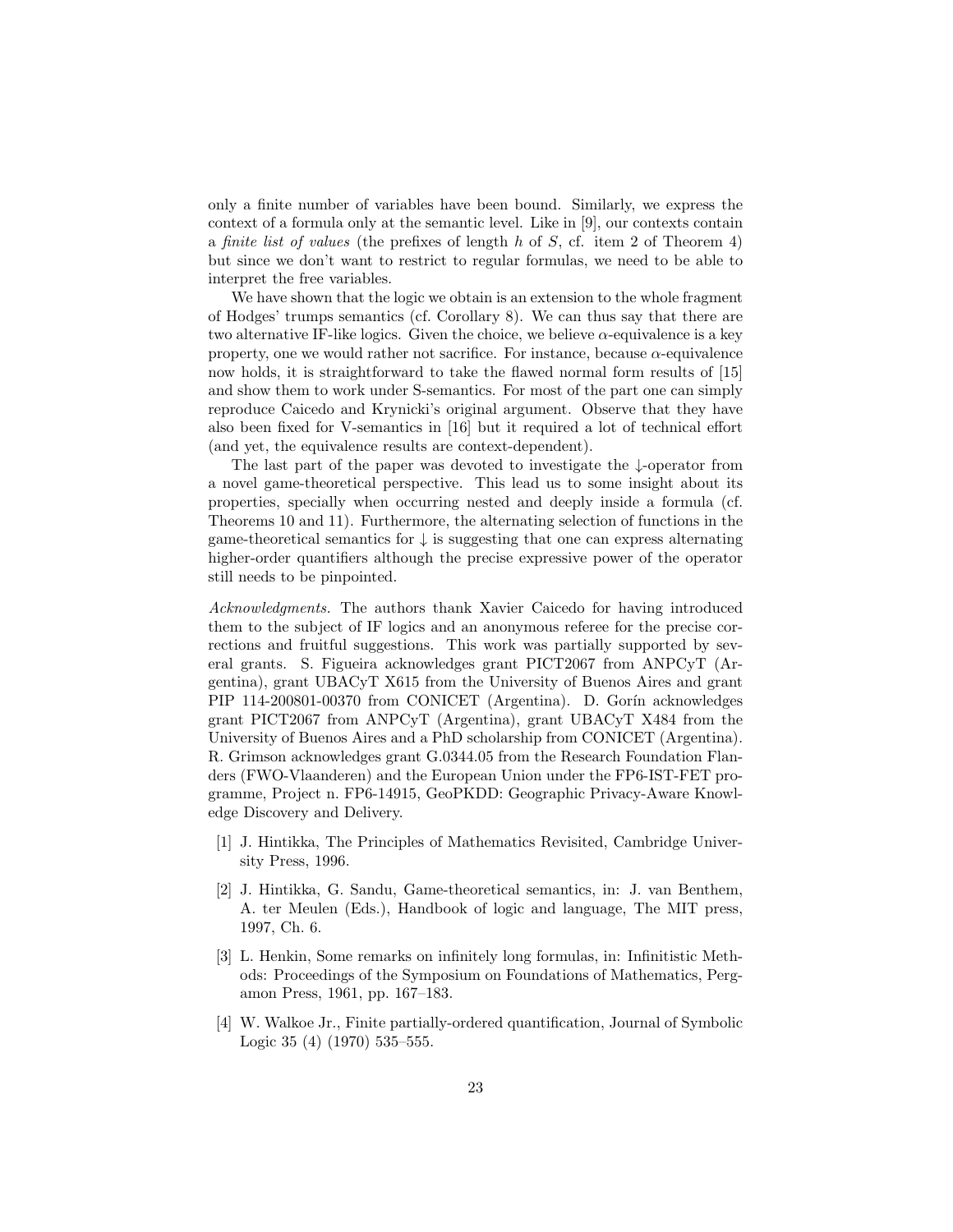only a finite number of variables have been bound. Similarly, we express the context of a formula only at the semantic level. Like in [9], our contexts contain a *finite list of values* (the prefixes of length $h$ of $S$, cf. item 2 of Theorem 4) but since we don't want to restrict to regular formulas, we need to be able to interpret the free variables.

We have shown that the logic we obtain is an extension to the whole fragment of Hodges' trumps semantics (cf. Corollary 8). We can thus say that there are two alternative IF-like logics. Given the choice, we believe $\alpha$-equivalence is a key property, one we would rather not sacrifice. For instance, because $\alpha$-equivalence now holds, it is straightforward to take the flawed normal form results of [15] and show them to work under S-semantics. For most of the part one can simply reproduce Caicedo and Krynicki's original argument. Observe that they have also been fixed for V-semantics in [16] but it required a lot of technical effort (and yet, the equivalence results are context-dependent).

The last part of the paper was devoted to investigate the $\downarrow$-operator from a novel game-theoretical perspective. This lead us to some insight about its properties, specially when occurring nested and deeply inside a formula (cf. Theorems 10 and 11). Furthermore, the alternating selection of functions in the game-theoretical semantics for $\downarrow$ is suggesting that one can express alternating higher-order quantifiers although the precise expressive power of the operator still needs to be pinpointed.

*Acknowledgments.* The authors thank Xavier Caicedo for having introduced them to the subject of IF logics and an anonymous referee for the precise corrections and fruitful suggestions. This work was partially supported by several grants. S. Figueira acknowledges grant PICT2067 from ANPCyT (Argentina), grant UBACyT X615 from the University of Buenos Aires and grant PIP 114-200801-00370 from CONICET (Argentina). D. Gorín acknowledges grant PICT2067 from ANPCyT (Argentina), grant UBACyT X484 from the University of Buenos Aires and a PhD scholarship from CONICET (Argentina). R. Grimson acknowledges grant G.0344.05 from the Research Foundation Flanders (FWO-Vlaanderen) and the European Union under the FP6-IST-FET programme, Project n. FP6-14915, GeoPKDD: Geographic Privacy-Aware Knowledge Discovery and Delivery.

[1] J. Hintikka, The Principles of Mathematics Revisited, Cambridge University Press, 1996.

[2] J. Hintikka, G. Sandu, Game-theoretical semantics, in: J. van Benthem, A. ter Meulen (Eds.), Handbook of logic and language, The MIT press, 1997, Ch. 6.

[3] L. Henkin, Some remarks on infinitely long formulas, in: Infinitistic Methods: Proceedings of the Symposium on Foundations of Mathematics, Pergamon Press, 1961, pp. 167–183.

[4] W. Walkoe Jr., Finite partially-ordered quantification, Journal of Symbolic Logic 35 (4) (1970) 535–555.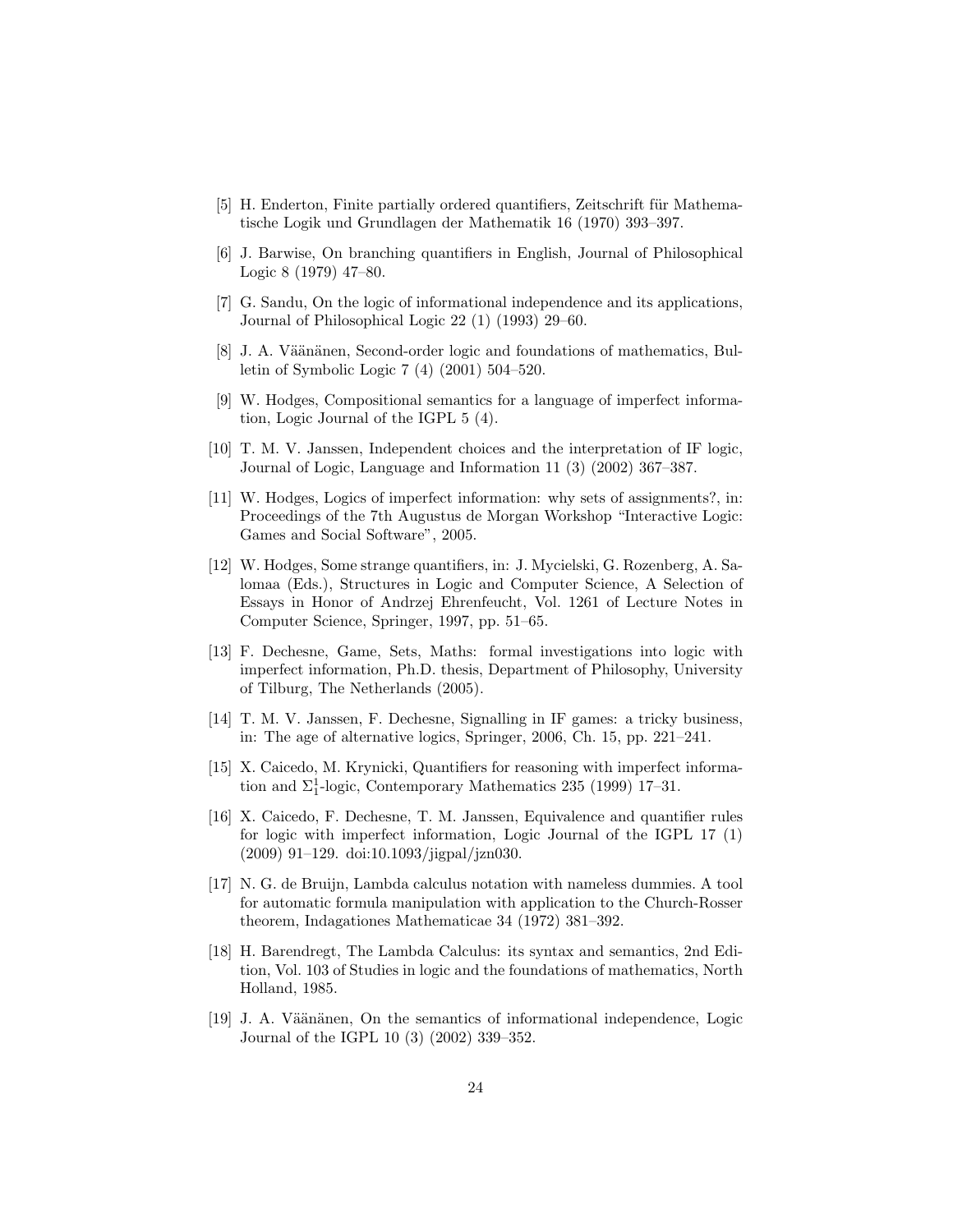[5] H. Enderton, Finite partially ordered quantifiers, Zeitschrift für Mathematische Logik und Grundlagen der Mathematik 16 (1970) 393–397.

[6] J. Barwise, On branching quantifiers in English, Journal of Philosophical Logic 8 (1979) 47–80.

[7] G. Sandu, On the logic of informational independence and its applications, Journal of Philosophical Logic 22 (1) (1993) 29–60.

[8] J. A. Väänänen, Second-order logic and foundations of mathematics, Bulletin of Symbolic Logic 7 (4) (2001) 504–520.

[9] W. Hodges, Compositional semantics for a language of imperfect information, Logic Journal of the IGPL 5 (4).

[10] T. M. V. Janssen, Independent choices and the interpretation of IF logic, Journal of Logic, Language and Information 11 (3) (2002) 367–387.

[11] W. Hodges, Logics of imperfect information: why sets of assignments?, in: Proceedings of the 7th Augustus de Morgan Workshop "Interactive Logic: Games and Social Software", 2005.

[12] W. Hodges, Some strange quantifiers, in: J. Mycielski, G. Rozenberg, A. Salomaa (Eds.), Structures in Logic and Computer Science, A Selection of Essays in Honor of Andrzej Ehrenfeucht, Vol. 1261 of Lecture Notes in Computer Science, Springer, 1997, pp. 51–65.

[13] F. Dechesne, Game, Sets, Maths: formal investigations into logic with imperfect information, Ph.D. thesis, Department of Philosophy, University of Tilburg, The Netherlands (2005).

[14] T. M. V. Janssen, F. Dechesne, Signalling in IF games: a tricky business, in: The age of alternative logics, Springer, 2006, Ch. 15, pp. 221–241.

[15] X. Caicedo, M. Krynicki, Quantifiers for reasoning with imperfect information and $\Sigma^1_1$-logic, Contemporary Mathematics 235 (1999) 17–31.

[16] X. Caicedo, F. Dechesne, T. M. Janssen, Equivalence and quantifier rules for logic with imperfect information, Logic Journal of the IGPL 17 (1) (2009) 91–129. doi:10.1093/jigpal/jzn030.

[17] N. G. de Bruijn, Lambda calculus notation with nameless dummies. A tool for automatic formula manipulation with application to the Church-Rosser theorem, Indagationes Mathematicae 34 (1972) 381–392.

[18] H. Barendregt, The Lambda Calculus: its syntax and semantics, 2nd Edition, Vol. 103 of Studies in logic and the foundations of mathematics, North Holland, 1985.

[19] J. A. Väänänen, On the semantics of informational independence, Logic Journal of the IGPL 10 (3) (2002) 339–352.